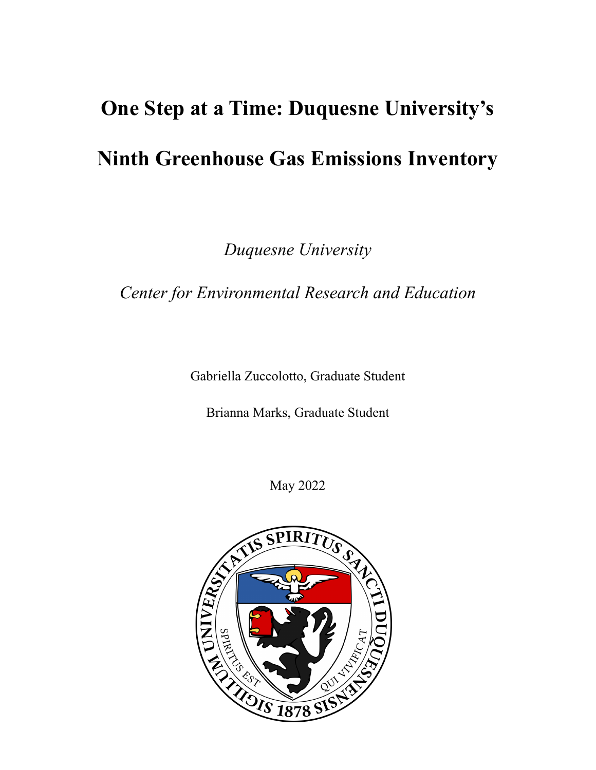# One Step at a Time: Duquesne University's Ninth Greenhouse Gas Emissions Inventory

*Duquesne University*

*Center for Environmental Research and Education*

Gabriella Zuccolotto, Graduate Student

Brianna Marks, Graduate Student

May 2022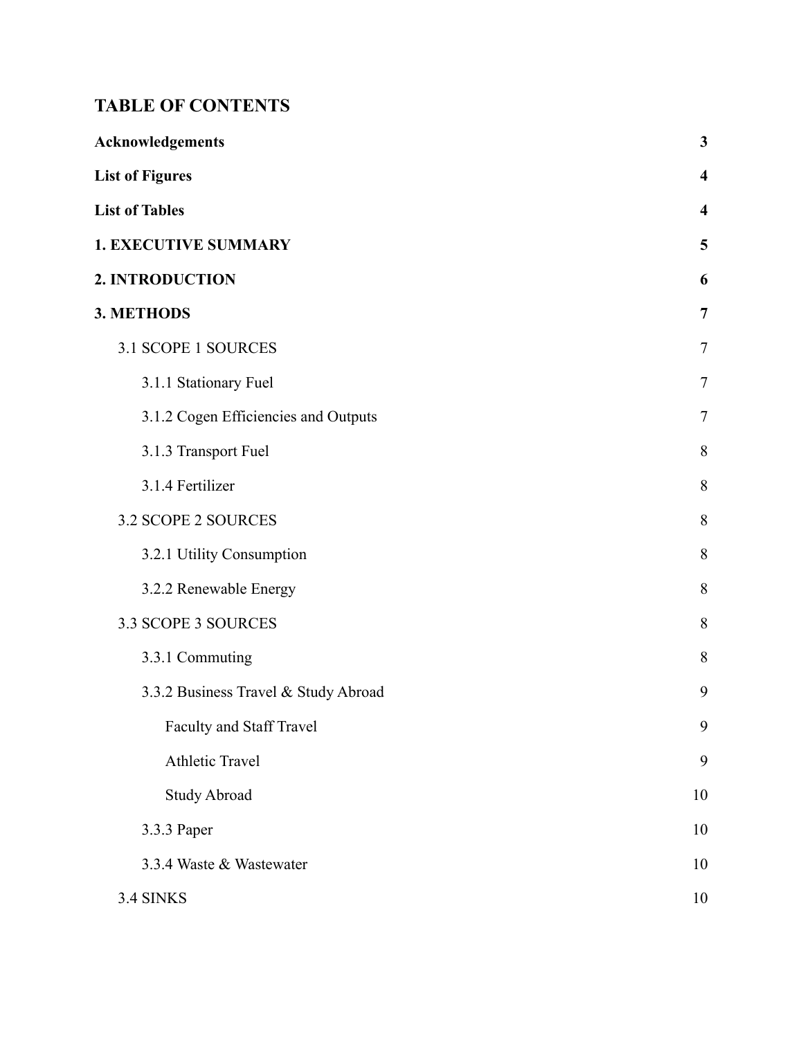## TABLE OF CONTENTS

| | |
|---|---|
| **Acknowledgements** | **3** |
| **List of Figures** | **4** |
| **List of Tables** | **4** |
| **1. EXECUTIVE SUMMARY** | **5** |
| **2. INTRODUCTION** | **6** |
| **3. METHODS** | **7** |
| 3.1 SCOPE 1 SOURCES | 7 |
| 3.1.1 Stationary Fuel | 7 |
| 3.1.2 Cogen Efficiencies and Outputs | 7 |
| 3.1.3 Transport Fuel | 8 |
| 3.1.4 Fertilizer | 8 |
| 3.2 SCOPE 2 SOURCES | 8 |
| 3.2.1 Utility Consumption | 8 |
| 3.2.2 Renewable Energy | 8 |
| 3.3 SCOPE 3 SOURCES | 8 |
| 3.3.1 Commuting | 8 |
| 3.3.2 Business Travel & Study Abroad | 9 |
| Faculty and Staff Travel | 9 |
| Athletic Travel | 9 |
| Study Abroad | 10 |
| 3.3.3 Paper | 10 |
| 3.3.4 Waste & Wastewater | 10 |
| 3.4 SINKS | 10 |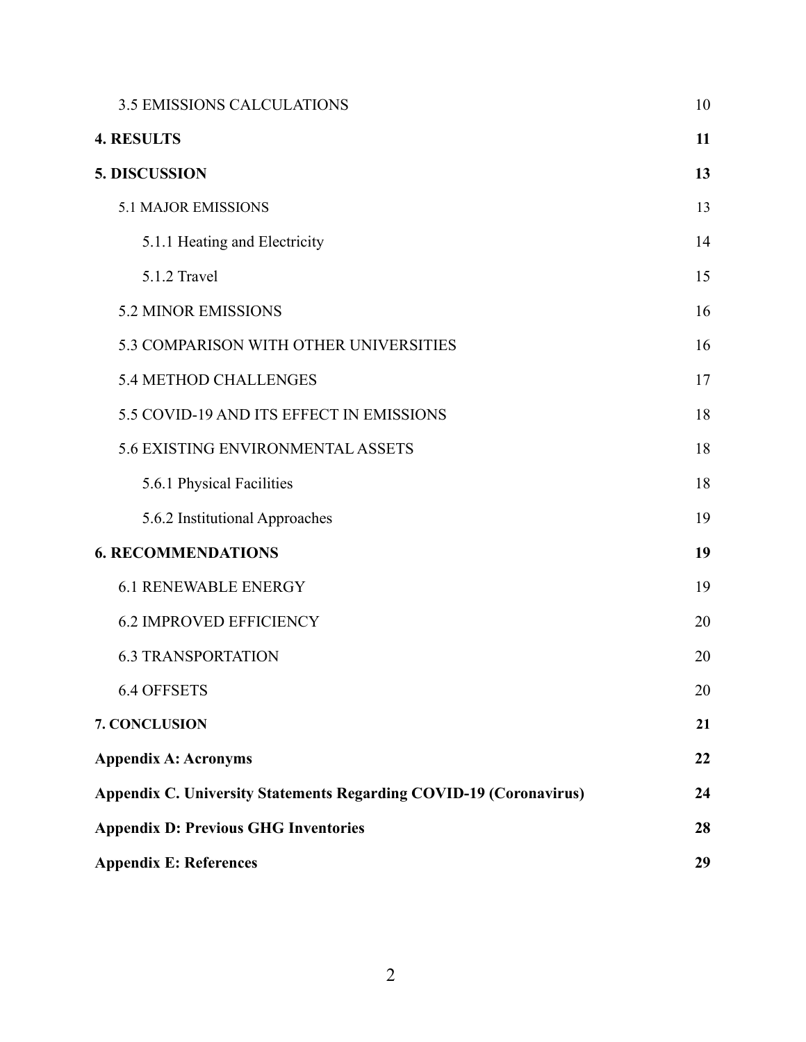3.5 EMISSIONS CALCULATIONS 10

**4. RESULTS** **11**

**5. DISCUSSION** **13**

5.1 MAJOR EMISSIONS 13

5.1.1 Heating and Electricity 14

5.1.2 Travel 15

5.2 MINOR EMISSIONS 16

5.3 COMPARISON WITH OTHER UNIVERSITIES 16

5.4 METHOD CHALLENGES 17

5.5 COVID-19 AND ITS EFFECT IN EMISSIONS 18

5.6 EXISTING ENVIRONMENTAL ASSETS 18

5.6.1 Physical Facilities 18

5.6.2 Institutional Approaches 19

**6. RECOMMENDATIONS** **19**

6.1 RENEWABLE ENERGY 19

6.2 IMPROVED EFFICIENCY 20

6.3 TRANSPORTATION 20

6.4 OFFSETS 20

**7. CONCLUSION** **21**

**Appendix A: Acronyms** **22**

**Appendix C. University Statements Regarding COVID-19 (Coronavirus)** **24**

**Appendix D: Previous GHG Inventories** **28**

**Appendix E: References** **29**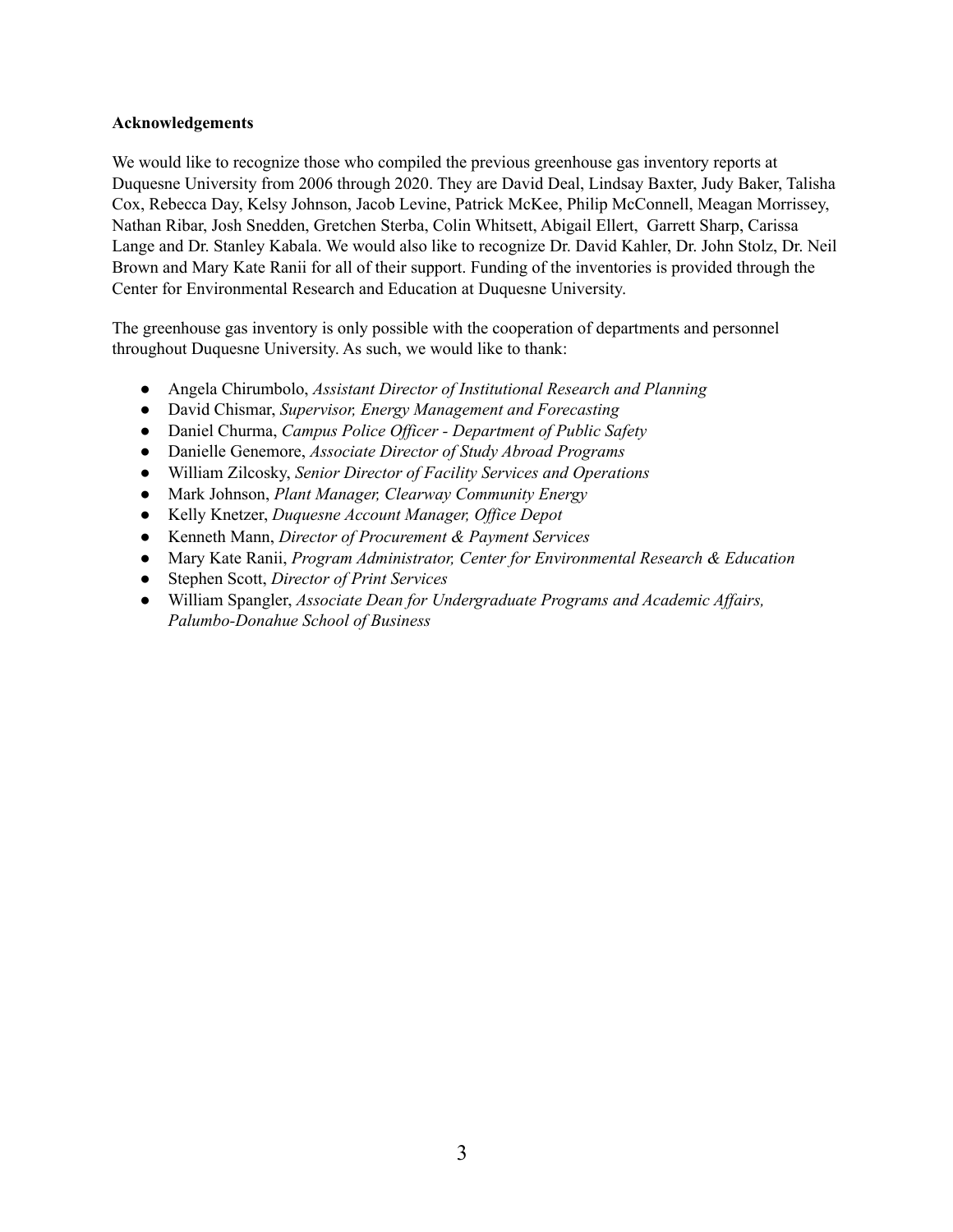**Acknowledgements**

We would like to recognize those who compiled the previous greenhouse gas inventory reports at Duquesne University from 2006 through 2020. They are David Deal, Lindsay Baxter, Judy Baker, Talisha Cox, Rebecca Day, Kelsy Johnson, Jacob Levine, Patrick McKee, Philip McConnell, Meagan Morrissey, Nathan Ribar, Josh Snedden, Gretchen Sterba, Colin Whitsett, Abigail Ellert, Garrett Sharp, Carissa Lange and Dr. Stanley Kabala. We would also like to recognize Dr. David Kahler, Dr. John Stolz, Dr. Neil Brown and Mary Kate Ranii for all of their support. Funding of the inventories is provided through the Center for Environmental Research and Education at Duquesne University.

The greenhouse gas inventory is only possible with the cooperation of departments and personnel throughout Duquesne University. As such, we would like to thank:

- Angela Chirumbolo, *Assistant Director of Institutional Research and Planning*
- David Chismar, *Supervisor, Energy Management and Forecasting*
- Daniel Churma, *Campus Police Officer - Department of Public Safety*
- Danielle Genemore, *Associate Director of Study Abroad Programs*
- William Zilcosky, *Senior Director of Facility Services and Operations*
- Mark Johnson, *Plant Manager, Clearway Community Energy*
- Kelly Knetzer, *Duquesne Account Manager, Office Depot*
- Kenneth Mann, *Director of Procurement & Payment Services*
- Mary Kate Ranii, *Program Administrator, Center for Environmental Research & Education*
- Stephen Scott, *Director of Print Services*
- William Spangler, *Associate Dean for Undergraduate Programs and Academic Affairs, Palumbo-Donahue School of Business*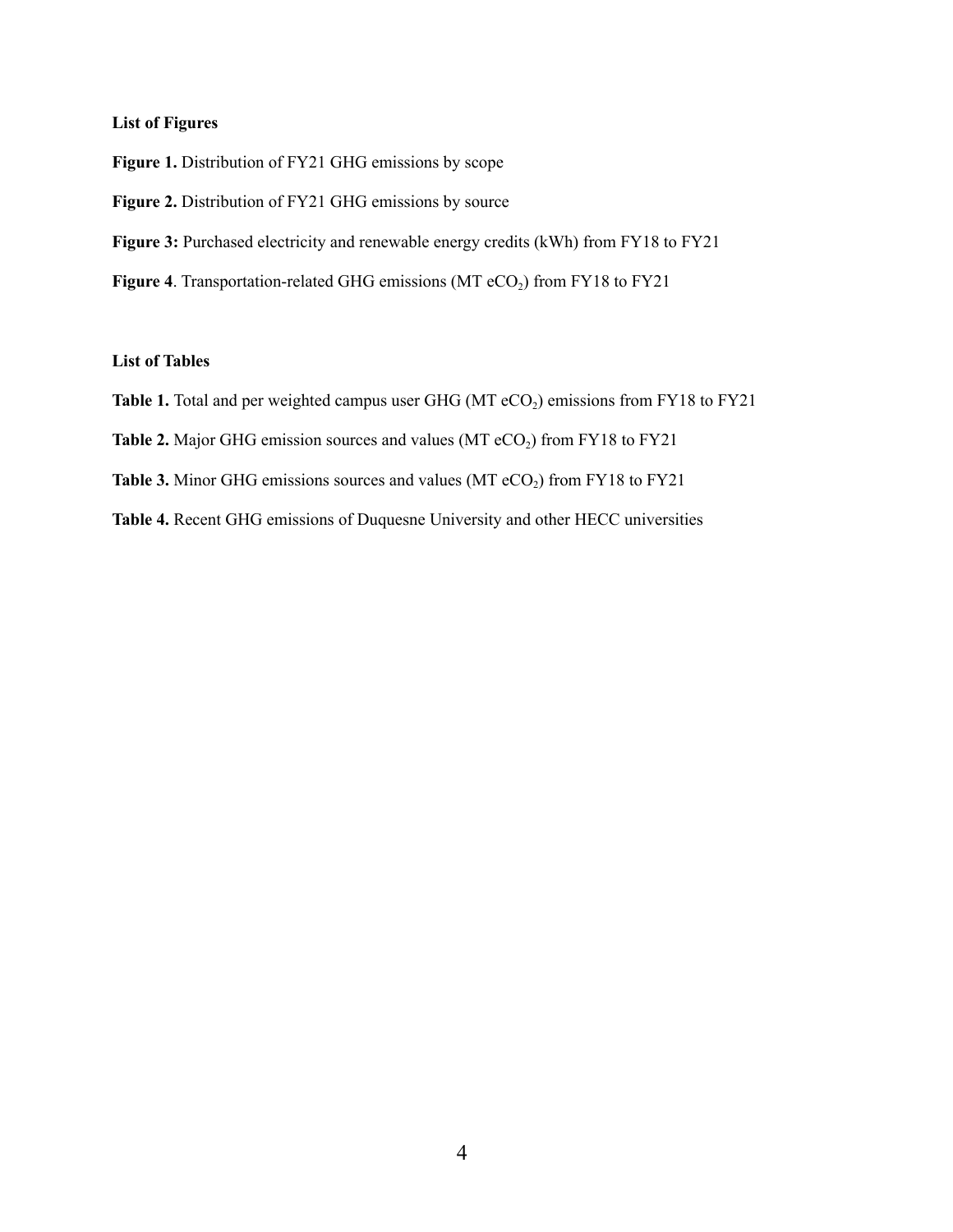**List of Figures**

**Figure 1.** Distribution of FY21 GHG emissions by scope

**Figure 2.** Distribution of FY21 GHG emissions by source

**Figure 3:** Purchased electricity and renewable energy credits (kWh) from FY18 to FY21

**Figure 4**. Transportation-related GHG emissions (MT $eCO_2$) from FY18 to FY21

**List of Tables**

**Table 1.** Total and per weighted campus user GHG (MT $eCO_2$) emissions from FY18 to FY21

**Table 2.** Major GHG emission sources and values (MT $eCO_2$) from FY18 to FY21

**Table 3.** Minor GHG emissions sources and values (MT $eCO_2$) from FY18 to FY21

**Table 4.** Recent GHG emissions of Duquesne University and other HECC universities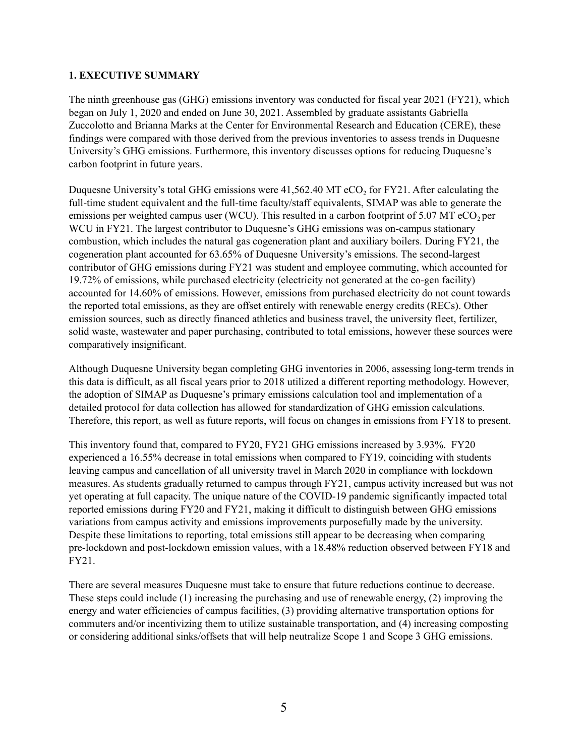## 1. EXECUTIVE SUMMARY

The ninth greenhouse gas (GHG) emissions inventory was conducted for fiscal year 2021 (FY21), which began on July 1, 2020 and ended on June 30, 2021. Assembled by graduate assistants Gabriella Zuccolotto and Brianna Marks at the Center for Environmental Research and Education (CERE), these findings were compared with those derived from the previous inventories to assess trends in Duquesne University's GHG emissions. Furthermore, this inventory discusses options for reducing Duquesne's carbon footprint in future years.

Duquesne University's total GHG emissions were 41,562.40 MT $eCO_2$ for FY21. After calculating the full-time student equivalent and the full-time faculty/staff equivalents, SIMAP was able to generate the emissions per weighted campus user (WCU). This resulted in a carbon footprint of 5.07 MT $eCO_2$ per WCU in FY21. The largest contributor to Duquesne's GHG emissions was on-campus stationary combustion, which includes the natural gas cogeneration plant and auxiliary boilers. During FY21, the cogeneration plant accounted for 63.65% of Duquesne University's emissions. The second-largest contributor of GHG emissions during FY21 was student and employee commuting, which accounted for 19.72% of emissions, while purchased electricity (electricity not generated at the co-gen facility) accounted for 14.60% of emissions. However, emissions from purchased electricity do not count towards the reported total emissions, as they are offset entirely with renewable energy credits (RECs). Other emission sources, such as directly financed athletics and business travel, the university fleet, fertilizer, solid waste, wastewater and paper purchasing, contributed to total emissions, however these sources were comparatively insignificant.

Although Duquesne University began completing GHG inventories in 2006, assessing long-term trends in this data is difficult, as all fiscal years prior to 2018 utilized a different reporting methodology. However, the adoption of SIMAP as Duquesne's primary emissions calculation tool and implementation of a detailed protocol for data collection has allowed for standardization of GHG emission calculations. Therefore, this report, as well as future reports, will focus on changes in emissions from FY18 to present.

This inventory found that, compared to FY20, FY21 GHG emissions increased by 3.93%. FY20 experienced a 16.55% decrease in total emissions when compared to FY19, coinciding with students leaving campus and cancellation of all university travel in March 2020 in compliance with lockdown measures. As students gradually returned to campus through FY21, campus activity increased but was not yet operating at full capacity. The unique nature of the COVID-19 pandemic significantly impacted total reported emissions during FY20 and FY21, making it difficult to distinguish between GHG emissions variations from campus activity and emissions improvements purposefully made by the university. Despite these limitations to reporting, total emissions still appear to be decreasing when comparing pre-lockdown and post-lockdown emission values, with a 18.48% reduction observed between FY18 and FY21.

There are several measures Duquesne must take to ensure that future reductions continue to decrease. These steps could include (1) increasing the purchasing and use of renewable energy, (2) improving the energy and water efficiencies of campus facilities, (3) providing alternative transportation options for commuters and/or incentivizing them to utilize sustainable transportation, and (4) increasing composting or considering additional sinks/offsets that will help neutralize Scope 1 and Scope 3 GHG emissions.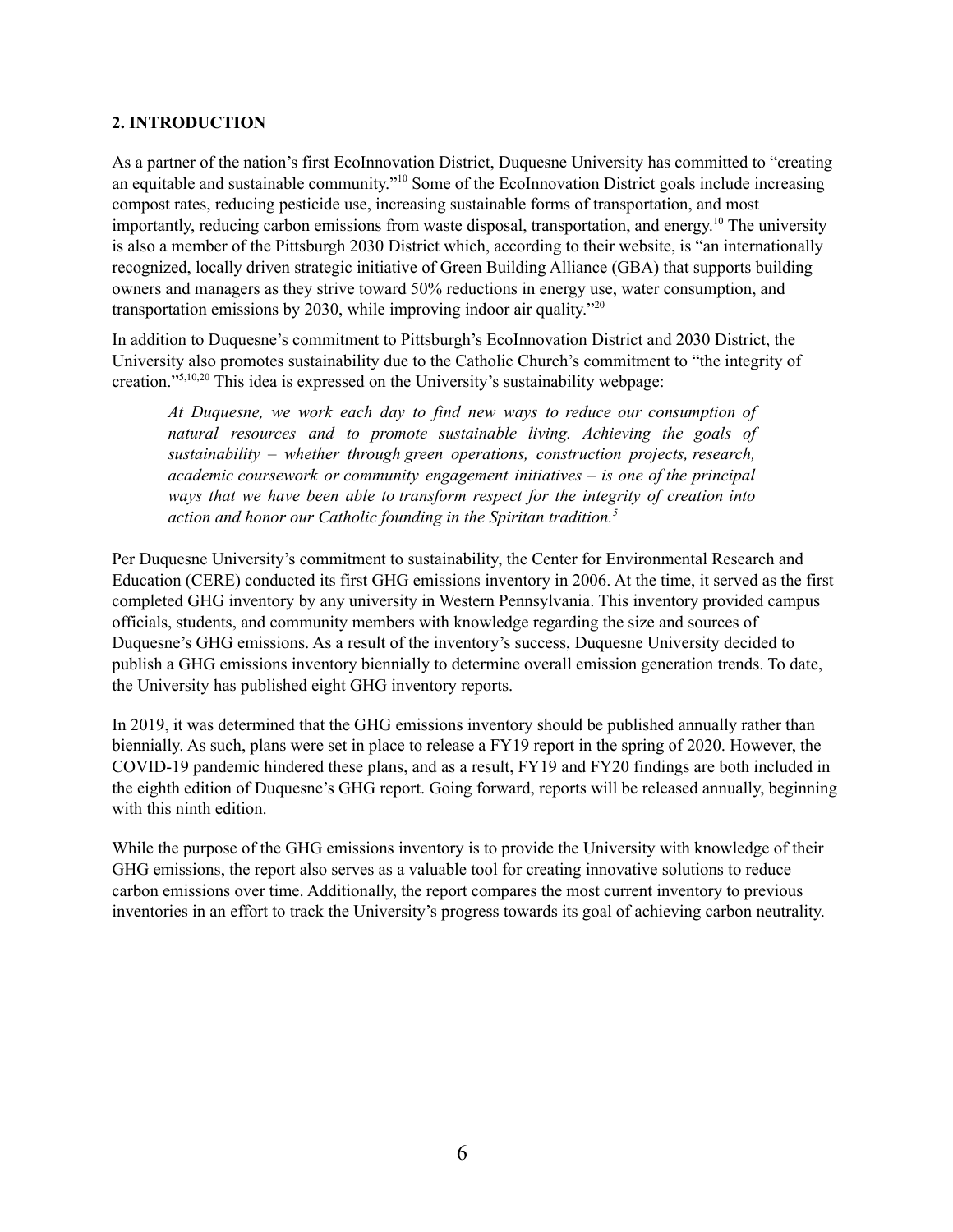## 2. INTRODUCTION

As a partner of the nation's first EcoInnovation District, Duquesne University has committed to "creating an equitable and sustainable community."[10] Some of the EcoInnovation District goals include increasing compost rates, reducing pesticide use, increasing sustainable forms of transportation, and most importantly, reducing carbon emissions from waste disposal, transportation, and energy.[10] The university is also a member of the Pittsburgh 2030 District which, according to their website, is "an internationally recognized, locally driven strategic initiative of Green Building Alliance (GBA) that supports building owners and managers as they strive toward 50% reductions in energy use, water consumption, and transportation emissions by 2030, while improving indoor air quality."[20]

In addition to Duquesne's commitment to Pittsburgh's EcoInnovation District and 2030 District, the University also promotes sustainability due to the Catholic Church's commitment to "the integrity of creation."[5,10,20] This idea is expressed on the University's sustainability webpage:

> *At Duquesne, we work each day to find new ways to reduce our consumption of natural resources and to promote sustainable living. Achieving the goals of sustainability – whether through green operations, construction projects, research, academic coursework or community engagement initiatives – is one of the principal ways that we have been able to transform respect for the integrity of creation into action and honor our Catholic founding in the Spiritan tradition.*[5]

Per Duquesne University's commitment to sustainability, the Center for Environmental Research and Education (CERE) conducted its first GHG emissions inventory in 2006. At the time, it served as the first completed GHG inventory by any university in Western Pennsylvania. This inventory provided campus officials, students, and community members with knowledge regarding the size and sources of Duquesne's GHG emissions. As a result of the inventory's success, Duquesne University decided to publish a GHG emissions inventory biennially to determine overall emission generation trends. To date, the University has published eight GHG inventory reports.

In 2019, it was determined that the GHG emissions inventory should be published annually rather than biennially. As such, plans were set in place to release a FY19 report in the spring of 2020. However, the COVID-19 pandemic hindered these plans, and as a result, FY19 and FY20 findings are both included in the eighth edition of Duquesne's GHG report. Going forward, reports will be released annually, beginning with this ninth edition.

While the purpose of the GHG emissions inventory is to provide the University with knowledge of their GHG emissions, the report also serves as a valuable tool for creating innovative solutions to reduce carbon emissions over time. Additionally, the report compares the most current inventory to previous inventories in an effort to track the University's progress towards its goal of achieving carbon neutrality.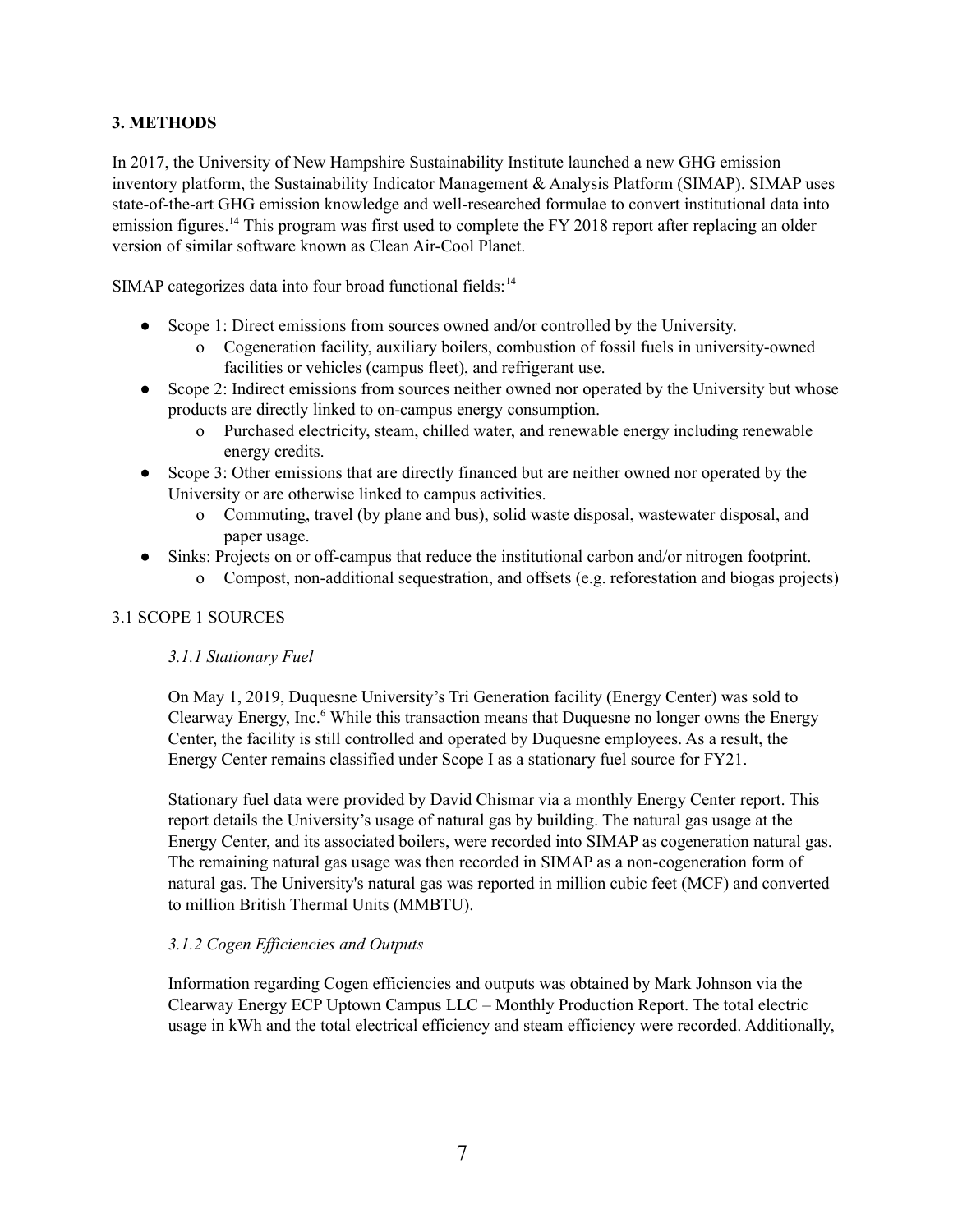## 3. METHODS

In 2017, the University of New Hampshire Sustainability Institute launched a new GHG emission inventory platform, the Sustainability Indicator Management & Analysis Platform (SIMAP). SIMAP uses state-of-the-art GHG emission knowledge and well-researched formulae to convert institutional data into emission figures.[14] This program was first used to complete the FY 2018 report after replacing an older version of similar software known as Clean Air-Cool Planet.

SIMAP categorizes data into four broad functional fields:[14]

- Scope 1: Direct emissions from sources owned and/or controlled by the University.
  - Cogeneration facility, auxiliary boilers, combustion of fossil fuels in university-owned facilities or vehicles (campus fleet), and refrigerant use.
- Scope 2: Indirect emissions from sources neither owned nor operated by the University but whose products are directly linked to on-campus energy consumption.
  - Purchased electricity, steam, chilled water, and renewable energy including renewable energy credits.
- Scope 3: Other emissions that are directly financed but are neither owned nor operated by the University or are otherwise linked to campus activities.
  - Commuting, travel (by plane and bus), solid waste disposal, wastewater disposal, and paper usage.
- Sinks: Projects on or off-campus that reduce the institutional carbon and/or nitrogen footprint.
  - Compost, non-additional sequestration, and offsets (e.g. reforestation and biogas projects)

### 3.1 SCOPE 1 SOURCES

#### *3.1.1 Stationary Fuel*

On May 1, 2019, Duquesne University's Tri Generation facility (Energy Center) was sold to Clearway Energy, Inc.[6] While this transaction means that Duquesne no longer owns the Energy Center, the facility is still controlled and operated by Duquesne employees. As a result, the Energy Center remains classified under Scope I as a stationary fuel source for FY21.

Stationary fuel data were provided by David Chismar via a monthly Energy Center report. This report details the University's usage of natural gas by building. The natural gas usage at the Energy Center, and its associated boilers, were recorded into SIMAP as cogeneration natural gas. The remaining natural gas usage was then recorded in SIMAP as a non-cogeneration form of natural gas. The University's natural gas was reported in million cubic feet (MCF) and converted to million British Thermal Units (MMBTU).

#### *3.1.2 Cogen Efficiencies and Outputs*

Information regarding Cogen efficiencies and outputs was obtained by Mark Johnson via the Clearway Energy ECP Uptown Campus LLC – Monthly Production Report. The total electric usage in kWh and the total electrical efficiency and steam efficiency were recorded. Additionally,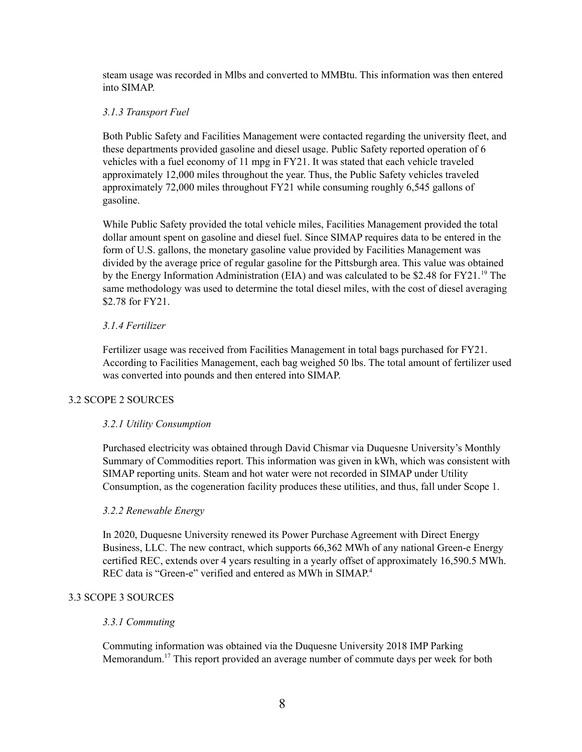steam usage was recorded in Mlbs and converted to MMBtu. This information was then entered into SIMAP.

#### *3.1.3 Transport Fuel*

Both Public Safety and Facilities Management were contacted regarding the university fleet, and these departments provided gasoline and diesel usage. Public Safety reported operation of 6 vehicles with a fuel economy of 11 mpg in FY21. It was stated that each vehicle traveled approximately 12,000 miles throughout the year. Thus, the Public Safety vehicles traveled approximately 72,000 miles throughout FY21 while consuming roughly 6,545 gallons of gasoline.

While Public Safety provided the total vehicle miles, Facilities Management provided the total dollar amount spent on gasoline and diesel fuel. Since SIMAP requires data to be entered in the form of U.S. gallons, the monetary gasoline value provided by Facilities Management was divided by the average price of regular gasoline for the Pittsburgh area. This value was obtained by the Energy Information Administration (EIA) and was calculated to be $2.48 for FY21.[19] The same methodology was used to determine the total diesel miles, with the cost of diesel averaging $2.78 for FY21.

#### *3.1.4 Fertilizer*

Fertilizer usage was received from Facilities Management in total bags purchased for FY21. According to Facilities Management, each bag weighed 50 lbs. The total amount of fertilizer used was converted into pounds and then entered into SIMAP.

### 3.2 SCOPE 2 SOURCES

#### *3.2.1 Utility Consumption*

Purchased electricity was obtained through David Chismar via Duquesne University's Monthly Summary of Commodities report. This information was given in kWh, which was consistent with SIMAP reporting units. Steam and hot water were not recorded in SIMAP under Utility Consumption, as the cogeneration facility produces these utilities, and thus, fall under Scope 1.

#### *3.2.2 Renewable Energy*

In 2020, Duquesne University renewed its Power Purchase Agreement with Direct Energy Business, LLC. The new contract, which supports 66,362 MWh of any national Green-e Energy certified REC, extends over 4 years resulting in a yearly offset of approximately 16,590.5 MWh. REC data is "Green-e" verified and entered as MWh in SIMAP.[4]

### 3.3 SCOPE 3 SOURCES

#### *3.3.1 Commuting*

Commuting information was obtained via the Duquesne University 2018 IMP Parking Memorandum.[17] This report provided an average number of commute days per week for both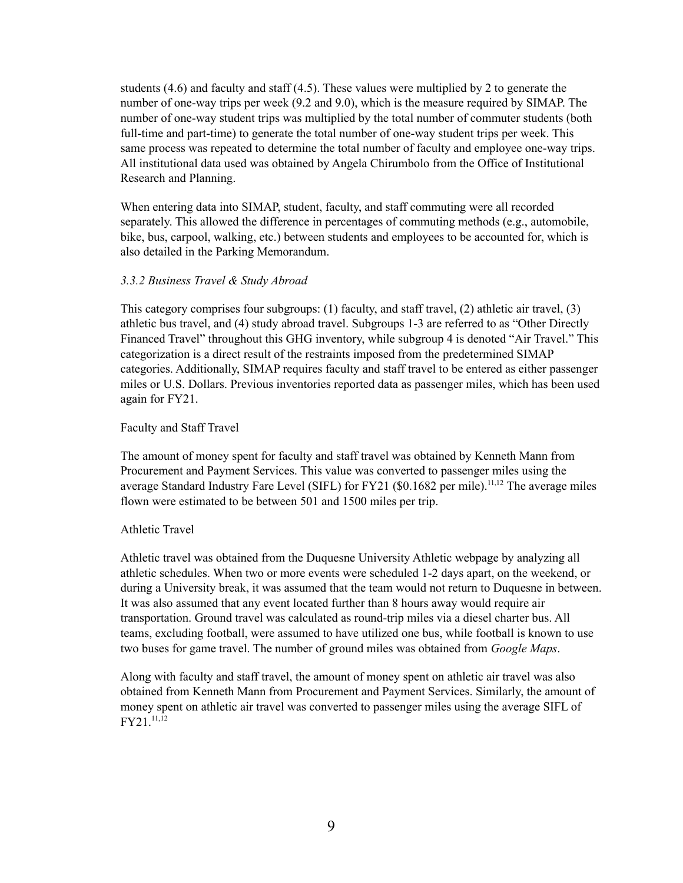students (4.6) and faculty and staff (4.5). These values were multiplied by 2 to generate the number of one-way trips per week (9.2 and 9.0), which is the measure required by SIMAP. The number of one-way student trips was multiplied by the total number of commuter students (both full-time and part-time) to generate the total number of one-way student trips per week. This same process was repeated to determine the total number of faculty and employee one-way trips. All institutional data used was obtained by Angela Chirumbolo from the Office of Institutional Research and Planning.

When entering data into SIMAP, student, faculty, and staff commuting were all recorded separately. This allowed the difference in percentages of commuting methods (e.g., automobile, bike, bus, carpool, walking, etc.) between students and employees to be accounted for, which is also detailed in the Parking Memorandum.

### *3.3.2 Business Travel & Study Abroad*

This category comprises four subgroups: (1) faculty, and staff travel, (2) athletic air travel, (3) athletic bus travel, and (4) study abroad travel. Subgroups 1-3 are referred to as "Other Directly Financed Travel" throughout this GHG inventory, while subgroup 4 is denoted "Air Travel." This categorization is a direct result of the restraints imposed from the predetermined SIMAP categories. Additionally, SIMAP requires faculty and staff travel to be entered as either passenger miles or U.S. Dollars. Previous inventories reported data as passenger miles, which has been used again for FY21.

#### Faculty and Staff Travel

The amount of money spent for faculty and staff travel was obtained by Kenneth Mann from Procurement and Payment Services. This value was converted to passenger miles using the average Standard Industry Fare Level (SIFL) for FY21 ($0.1682 per mile).[11,12] The average miles flown were estimated to be between 501 and 1500 miles per trip.

#### Athletic Travel

Athletic travel was obtained from the Duquesne University Athletic webpage by analyzing all athletic schedules. When two or more events were scheduled 1-2 days apart, on the weekend, or during a University break, it was assumed that the team would not return to Duquesne in between. It was also assumed that any event located further than 8 hours away would require air transportation. Ground travel was calculated as round-trip miles via a diesel charter bus. All teams, excluding football, were assumed to have utilized one bus, while football is known to use two buses for game travel. The number of ground miles was obtained from *Google Maps*.

Along with faculty and staff travel, the amount of money spent on athletic air travel was also obtained from Kenneth Mann from Procurement and Payment Services. Similarly, the amount of money spent on athletic air travel was converted to passenger miles using the average SIFL of FY21.[11,12]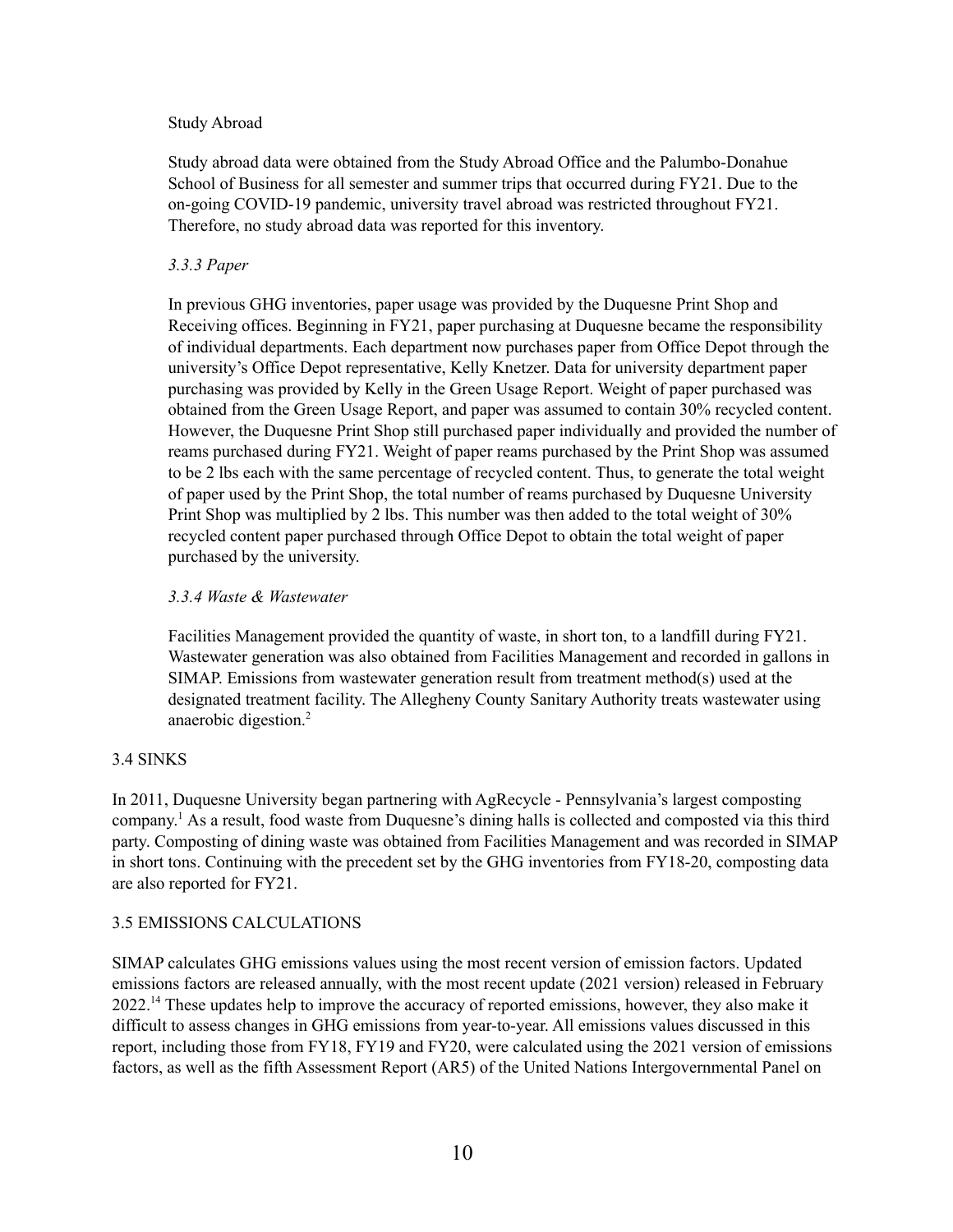Study Abroad

Study abroad data were obtained from the Study Abroad Office and the Palumbo-Donahue School of Business for all semester and summer trips that occurred during FY21. Due to the on-going COVID-19 pandemic, university travel abroad was restricted throughout FY21. Therefore, no study abroad data was reported for this inventory.

#### *3.3.3 Paper*

In previous GHG inventories, paper usage was provided by the Duquesne Print Shop and Receiving offices. Beginning in FY21, paper purchasing at Duquesne became the responsibility of individual departments. Each department now purchases paper from Office Depot through the university's Office Depot representative, Kelly Knetzer. Data for university department paper purchasing was provided by Kelly in the Green Usage Report. Weight of paper purchased was obtained from the Green Usage Report, and paper was assumed to contain 30% recycled content. However, the Duquesne Print Shop still purchased paper individually and provided the number of reams purchased during FY21. Weight of paper reams purchased by the Print Shop was assumed to be 2 lbs each with the same percentage of recycled content. Thus, to generate the total weight of paper used by the Print Shop, the total number of reams purchased by Duquesne University Print Shop was multiplied by 2 lbs. This number was then added to the total weight of 30% recycled content paper purchased through Office Depot to obtain the total weight of paper purchased by the university.

#### *3.3.4 Waste & Wastewater*

Facilities Management provided the quantity of waste, in short ton, to a landfill during FY21. Wastewater generation was also obtained from Facilities Management and recorded in gallons in SIMAP. Emissions from wastewater generation result from treatment method(s) used at the designated treatment facility. The Allegheny County Sanitary Authority treats wastewater using anaerobic digestion.[2]

### 3.4 SINKS

In 2011, Duquesne University began partnering with AgRecycle - Pennsylvania's largest composting company.[1] As a result, food waste from Duquesne's dining halls is collected and composted via this third party. Composting of dining waste was obtained from Facilities Management and was recorded in SIMAP in short tons. Continuing with the precedent set by the GHG inventories from FY18-20, composting data are also reported for FY21.

### 3.5 EMISSIONS CALCULATIONS

SIMAP calculates GHG emissions values using the most recent version of emission factors. Updated emissions factors are released annually, with the most recent update (2021 version) released in February 2022.[14] These updates help to improve the accuracy of reported emissions, however, they also make it difficult to assess changes in GHG emissions from year-to-year. All emissions values discussed in this report, including those from FY18, FY19 and FY20, were calculated using the 2021 version of emissions factors, as well as the fifth Assessment Report (AR5) of the United Nations Intergovernmental Panel on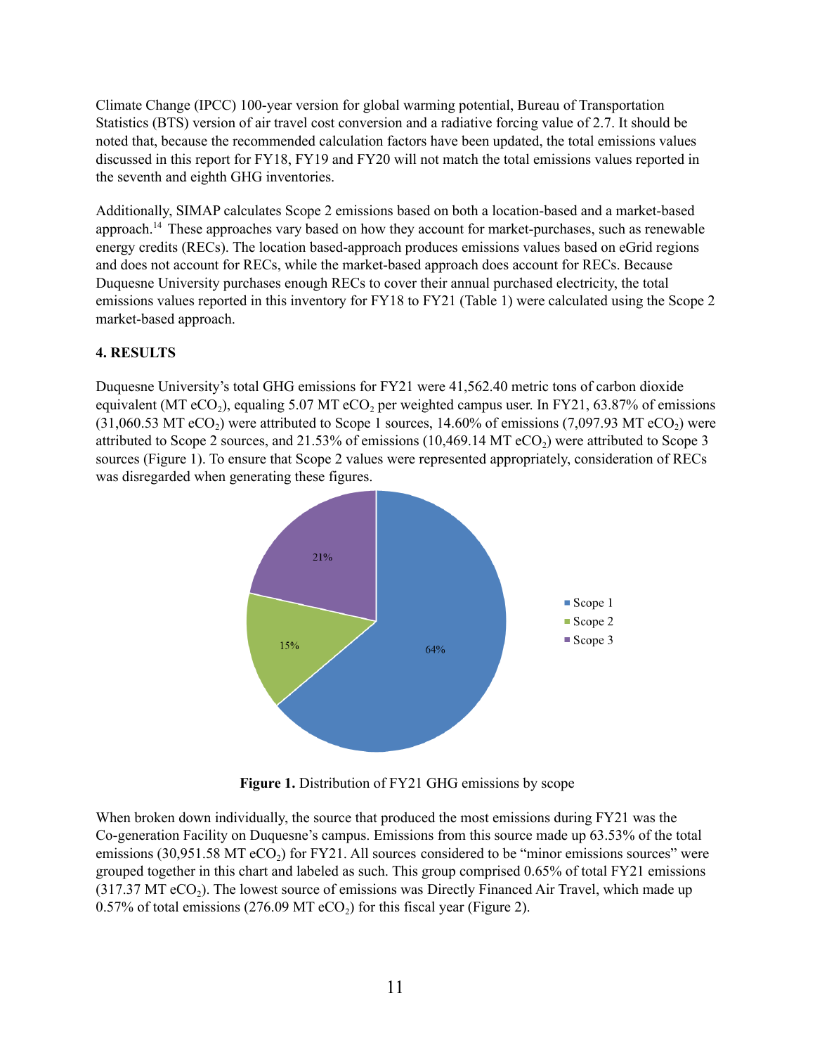Climate Change (IPCC) 100-year version for global warming potential, Bureau of Transportation Statistics (BTS) version of air travel cost conversion and a radiative forcing value of 2.7. It should be noted that, because the recommended calculation factors have been updated, the total emissions values discussed in this report for FY18, FY19 and FY20 will not match the total emissions values reported in the seventh and eighth GHG inventories.

Additionally, SIMAP calculates Scope 2 emissions based on both a location-based and a market-based approach.[14] These approaches vary based on how they account for market-purchases, such as renewable energy credits (RECs). The location based-approach produces emissions values based on eGrid regions and does not account for RECs, while the market-based approach does account for RECs. Because Duquesne University purchases enough RECs to cover their annual purchased electricity, the total emissions values reported in this inventory for FY18 to FY21 (Table 1) were calculated using the Scope 2 market-based approach.

## 4. RESULTS

Duquesne University's total GHG emissions for FY21 were 41,562.40 metric tons of carbon dioxide equivalent (MT $eCO_2$), equaling 5.07 MT $eCO_2$ per weighted campus user. In FY21, 63.87% of emissions (31,060.53 MT $eCO_2$) were attributed to Scope 1 sources, 14.60% of emissions (7,097.93 MT $eCO_2$) were attributed to Scope 2 sources, and 21.53% of emissions (10,469.14 MT $eCO_2$) were attributed to Scope 3 sources (Figure 1). To ensure that Scope 2 values were represented appropriately, consideration of RECs was disregarded when generating these figures.

**Figure 1.** Distribution of FY21 GHG emissions by scope

When broken down individually, the source that produced the most emissions during FY21 was the Co-generation Facility on Duquesne's campus. Emissions from this source made up 63.53% of the total emissions (30,951.58 MT $eCO_2$) for FY21. All sources considered to be "minor emissions sources" were grouped together in this chart and labeled as such. This group comprised 0.65% of total FY21 emissions (317.37 MT $eCO_2$). The lowest source of emissions was Directly Financed Air Travel, which made up 0.57% of total emissions (276.09 MT $eCO_2$) for this fiscal year (Figure 2).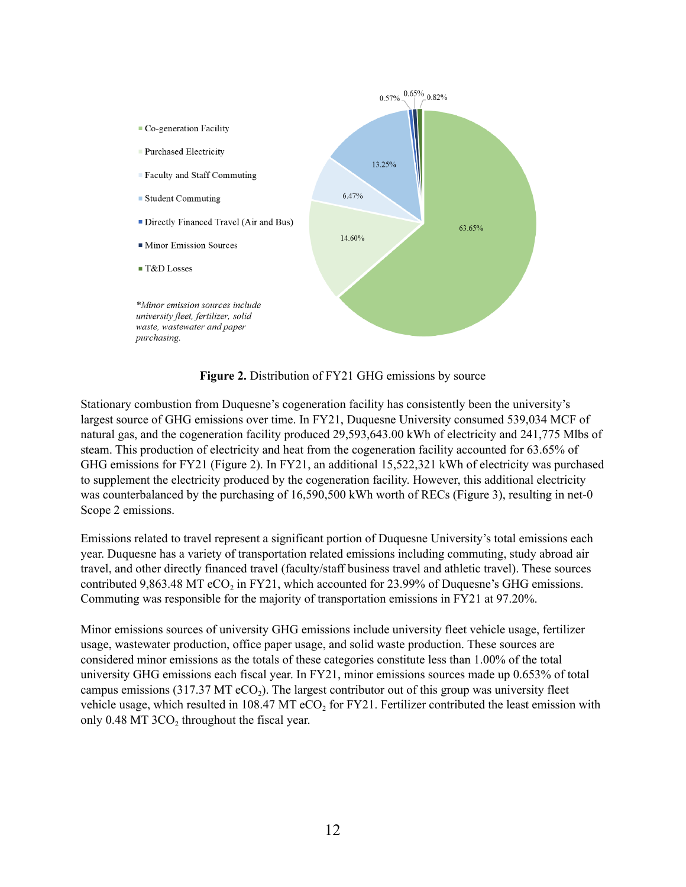**Figure 2.** Distribution of FY21 GHG emissions by source

Stationary combustion from Duquesne's cogeneration facility has consistently been the university's largest source of GHG emissions over time. In FY21, Duquesne University consumed 539,034 MCF of natural gas, and the cogeneration facility produced 29,593,643.00 kWh of electricity and 241,775 Mlbs of steam. This production of electricity and heat from the cogeneration facility accounted for 63.65% of GHG emissions for FY21 (Figure 2). In FY21, an additional 15,522,321 kWh of electricity was purchased to supplement the electricity produced by the cogeneration facility. However, this additional electricity was counterbalanced by the purchasing of 16,590,500 kWh worth of RECs (Figure 3), resulting in net-0 Scope 2 emissions.

Emissions related to travel represent a significant portion of Duquesne University's total emissions each year. Duquesne has a variety of transportation related emissions including commuting, study abroad air travel, and other directly financed travel (faculty/staff business travel and athletic travel). These sources contributed 9,863.48 MT $eCO_2$ in FY21, which accounted for 23.99% of Duquesne's GHG emissions. Commuting was responsible for the majority of transportation emissions in FY21 at 97.20%.

Minor emissions sources of university GHG emissions include university fleet vehicle usage, fertilizer usage, wastewater production, office paper usage, and solid waste production. These sources are considered minor emissions as the totals of these categories constitute less than 1.00% of the total university GHG emissions each fiscal year. In FY21, minor emissions sources made up 0.653% of total campus emissions (317.37 MT $eCO_2$). The largest contributor out of this group was university fleet vehicle usage, which resulted in 108.47 MT $eCO_2$ for FY21. Fertilizer contributed the least emission with only 0.48 MT $3CO_2$ throughout the fiscal year.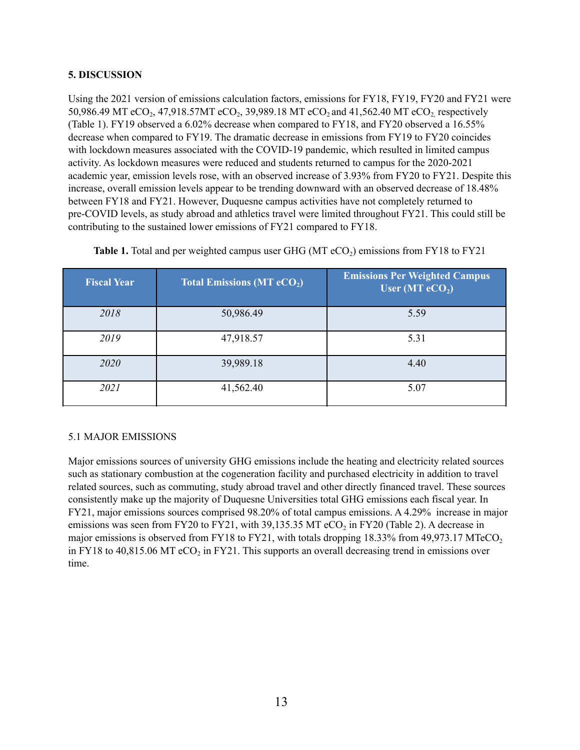## 5. DISCUSSION

Using the 2021 version of emissions calculation factors, emissions for FY18, FY19, FY20 and FY21 were 50,986.49 MT e$CO_2$, 47,918.57MT e$CO_2$, 39,989.18 MT e$CO_2$ and 41,562.40 MT e$CO_2$, respectively (Table 1). FY19 observed a 6.02% decrease when compared to FY18, and FY20 observed a 16.55% decrease when compared to FY19. The dramatic decrease in emissions from FY19 to FY20 coincides with lockdown measures associated with the COVID-19 pandemic, which resulted in limited campus activity. As lockdown measures were reduced and students returned to campus for the 2020-2021 academic year, emission levels rose, with an observed increase of 3.93% from FY20 to FY21. Despite this increase, overall emission levels appear to be trending downward with an observed decrease of 18.48% between FY18 and FY21. However, Duquesne campus activities have not completely returned to pre-COVID levels, as study abroad and athletics travel were limited throughout FY21. This could still be contributing to the sustained lower emissions of FY21 compared to FY18.

**Table 1.** Total and per weighted campus user GHG (MT e$CO_2$) emissions from FY18 to FY21

| Fiscal Year | Total Emissions (MT e$CO_2$) | Emissions Per Weighted Campus User (MT e$CO_2$) |
|---|---|---|
| *2018* | 50,986.49 | 5.59 |
| *2019* | 47,918.57 | 5.31 |
| *2020* | 39,989.18 | 4.40 |
| *2021* | 41,562.40 | 5.07 |

### 5.1 MAJOR EMISSIONS

Major emissions sources of university GHG emissions include the heating and electricity related sources such as stationary combustion at the cogeneration facility and purchased electricity in addition to travel related sources, such as commuting, study abroad travel and other directly financed travel. These sources consistently make up the majority of Duquesne Universities total GHG emissions each fiscal year. In FY21, major emissions sources comprised 98.20% of total campus emissions. A 4.29% increase in major emissions was seen from FY20 to FY21, with 39,135.35 MT e$CO_2$ in FY20 (Table 2). A decrease in major emissions is observed from FY18 to FY21, with totals dropping 18.33% from 49,973.17 MTe$CO_2$ in FY18 to 40,815.06 MT e$CO_2$ in FY21. This supports an overall decreasing trend in emissions over time.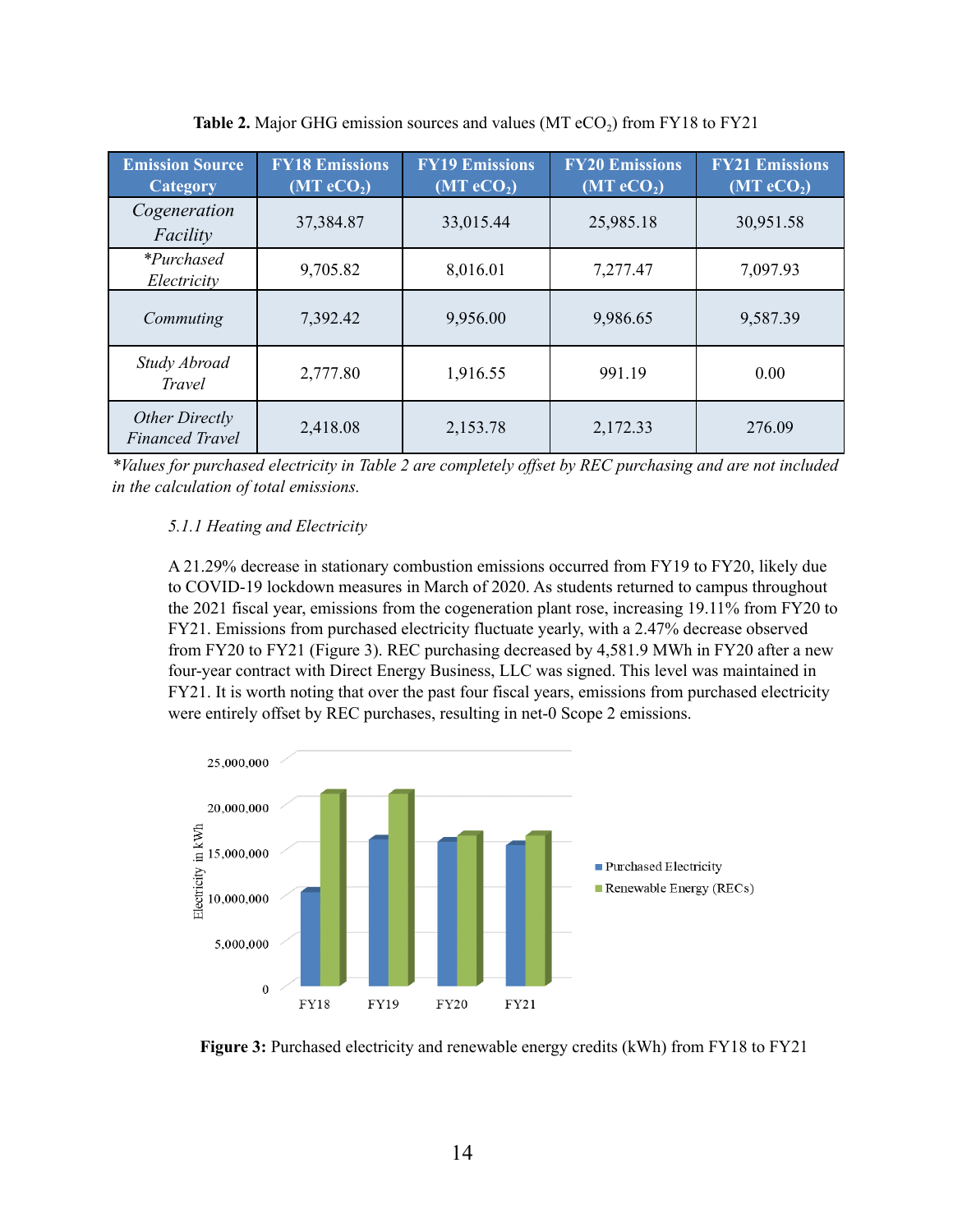**Table 2.** Major GHG emission sources and values (MT $eCO_2$) from FY18 to FY21

| Emission Source Category | FY18 Emissions (MT $eCO_2$) | FY19 Emissions (MT $eCO_2$) | FY20 Emissions (MT $eCO_2$) | FY21 Emissions (MT $eCO_2$) |
|---|---|---|---|---|
| *Cogeneration Facility* | 37,384.87 | 33,015.44 | 25,985.18 | 30,951.58 |
| **Purchased Electricity* | 9,705.82 | 8,016.01 | 7,277.47 | 7,097.93 |
| *Commuting* | 7,392.42 | 9,956.00 | 9,986.65 | 9,587.39 |
| *Study Abroad Travel* | 2,777.80 | 1,916.55 | 991.19 | 0.00 |
| *Other Directly Financed Travel* | 2,418.08 | 2,153.78 | 2,172.33 | 276.09 |

**Values for purchased electricity in Table 2 are completely offset by REC purchasing and are not included in the calculation of total emissions.*

*5.1.1 Heating and Electricity*

A 21.29% decrease in stationary combustion emissions occurred from FY19 to FY20, likely due to COVID-19 lockdown measures in March of 2020. As students returned to campus throughout the 2021 fiscal year, emissions from the cogeneration plant rose, increasing 19.11% from FY20 to FY21. Emissions from purchased electricity fluctuate yearly, with a 2.47% decrease observed from FY20 to FY21 (Figure 3). REC purchasing decreased by 4,581.9 MWh in FY20 after a new four-year contract with Direct Energy Business, LLC was signed. This level was maintained in FY21. It is worth noting that over the past four fiscal years, emissions from purchased electricity were entirely offset by REC purchases, resulting in net-0 Scope 2 emissions.

**Figure 3:** Purchased electricity and renewable energy credits (kWh) from FY18 to FY21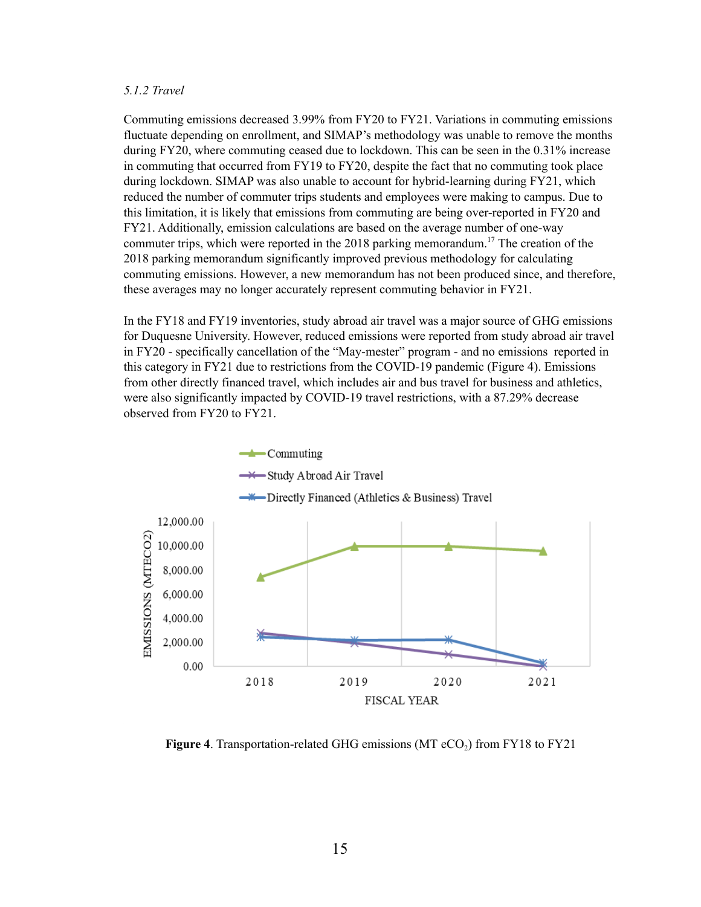*5.1.2 Travel*

Commuting emissions decreased 3.99% from FY20 to FY21. Variations in commuting emissions fluctuate depending on enrollment, and SIMAP's methodology was unable to remove the months during FY20, where commuting ceased due to lockdown. This can be seen in the 0.31% increase in commuting that occurred from FY19 to FY20, despite the fact that no commuting took place during lockdown. SIMAP was also unable to account for hybrid-learning during FY21, which reduced the number of commuter trips students and employees were making to campus. Due to this limitation, it is likely that emissions from commuting are being over-reported in FY20 and FY21. Additionally, emission calculations are based on the average number of one-way commuter trips, which were reported in the 2018 parking memorandum.[17] The creation of the 2018 parking memorandum significantly improved previous methodology for calculating commuting emissions. However, a new memorandum has not been produced since, and therefore, these averages may no longer accurately represent commuting behavior in FY21.

In the FY18 and FY19 inventories, study abroad air travel was a major source of GHG emissions for Duquesne University. However, reduced emissions were reported from study abroad air travel in FY20 - specifically cancellation of the "May-mester" program - and no emissions reported in this category in FY21 due to restrictions from the COVID-19 pandemic (Figure 4). Emissions from other directly financed travel, which includes air and bus travel for business and athletics, were also significantly impacted by COVID-19 travel restrictions, with a 87.29% decrease observed from FY20 to FY21.

**Figure 4**. Transportation-related GHG emissions (MT $eCO_2$) from FY18 to FY21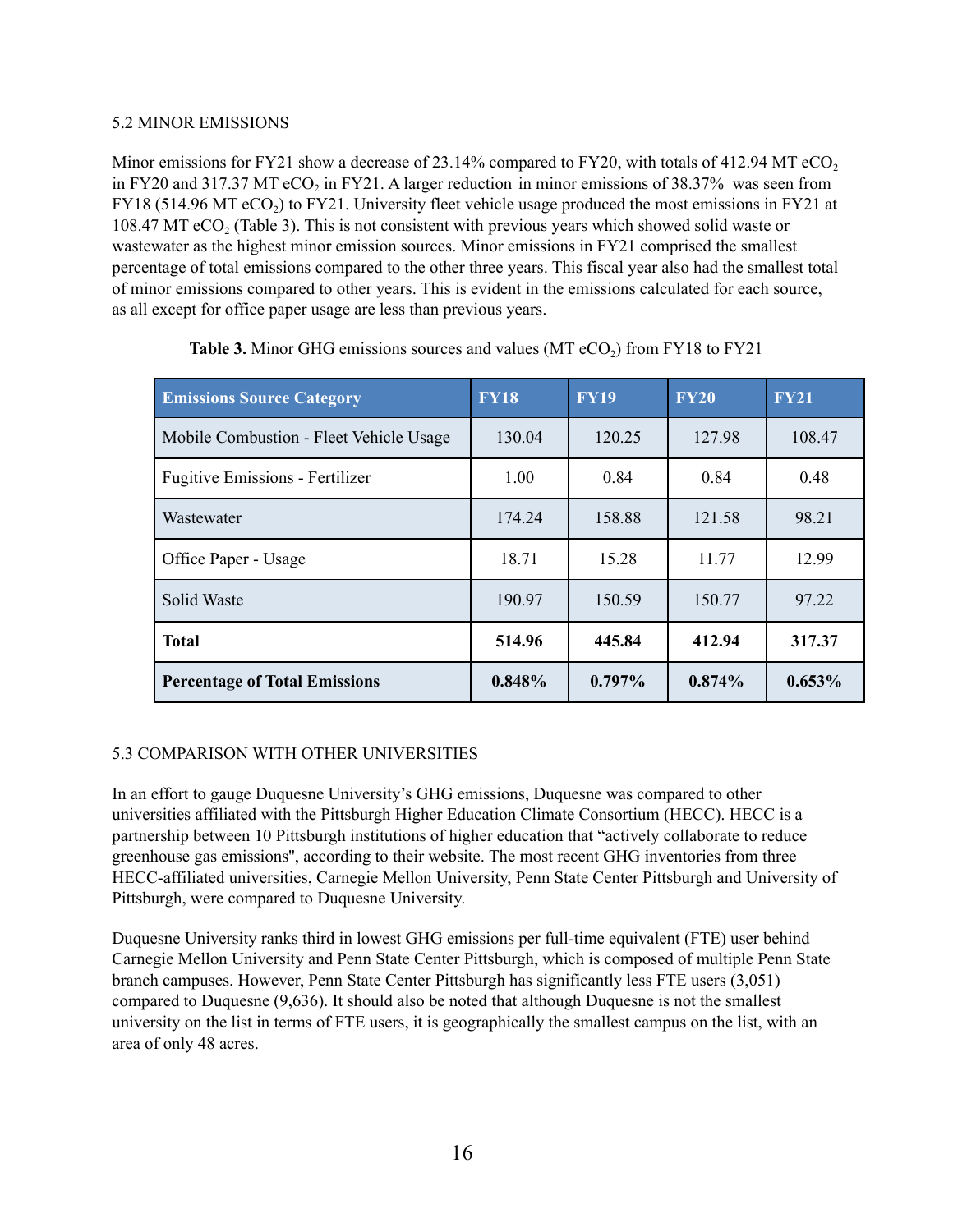## 5.2 MINOR EMISSIONS

Minor emissions for FY21 show a decrease of 23.14% compared to FY20, with totals of 412.94 MT $eCO_2$ in FY20 and 317.37 MT $eCO_2$ in FY21. A larger reduction in minor emissions of 38.37% was seen from FY18 (514.96 MT $eCO_2$) to FY21. University fleet vehicle usage produced the most emissions in FY21 at 108.47 MT $eCO_2$ (Table 3). This is not consistent with previous years which showed solid waste or wastewater as the highest minor emission sources. Minor emissions in FY21 comprised the smallest percentage of total emissions compared to the other three years. This fiscal year also had the smallest total of minor emissions compared to other years. This is evident in the emissions calculated for each source, as all except for office paper usage are less than previous years.

**Table 3.** Minor GHG emissions sources and values (MT $eCO_2$) from FY18 to FY21

| Emissions Source Category | FY18 | FY19 | FY20 | FY21 |
|---|---|---|---|---|
| Mobile Combustion - Fleet Vehicle Usage | 130.04 | 120.25 | 127.98 | 108.47 |
| Fugitive Emissions - Fertilizer | 1.00 | 0.84 | 0.84 | 0.48 |
| Wastewater | 174.24 | 158.88 | 121.58 | 98.21 |
| Office Paper - Usage | 18.71 | 15.28 | 11.77 | 12.99 |
| Solid Waste | 190.97 | 150.59 | 150.77 | 97.22 |
| **Total** | **514.96** | **445.84** | **412.94** | **317.37** |
| **Percentage of Total Emissions** | **0.848%** | **0.797%** | **0.874%** | **0.653%** |

## 5.3 COMPARISON WITH OTHER UNIVERSITIES

In an effort to gauge Duquesne University's GHG emissions, Duquesne was compared to other universities affiliated with the Pittsburgh Higher Education Climate Consortium (HECC). HECC is a partnership between 10 Pittsburgh institutions of higher education that "actively collaborate to reduce greenhouse gas emissions", according to their website. The most recent GHG inventories from three HECC-affiliated universities, Carnegie Mellon University, Penn State Center Pittsburgh and University of Pittsburgh, were compared to Duquesne University.

Duquesne University ranks third in lowest GHG emissions per full-time equivalent (FTE) user behind Carnegie Mellon University and Penn State Center Pittsburgh, which is composed of multiple Penn State branch campuses. However, Penn State Center Pittsburgh has significantly less FTE users (3,051) compared to Duquesne (9,636). It should also be noted that although Duquesne is not the smallest university on the list in terms of FTE users, it is geographically the smallest campus on the list, with an area of only 48 acres.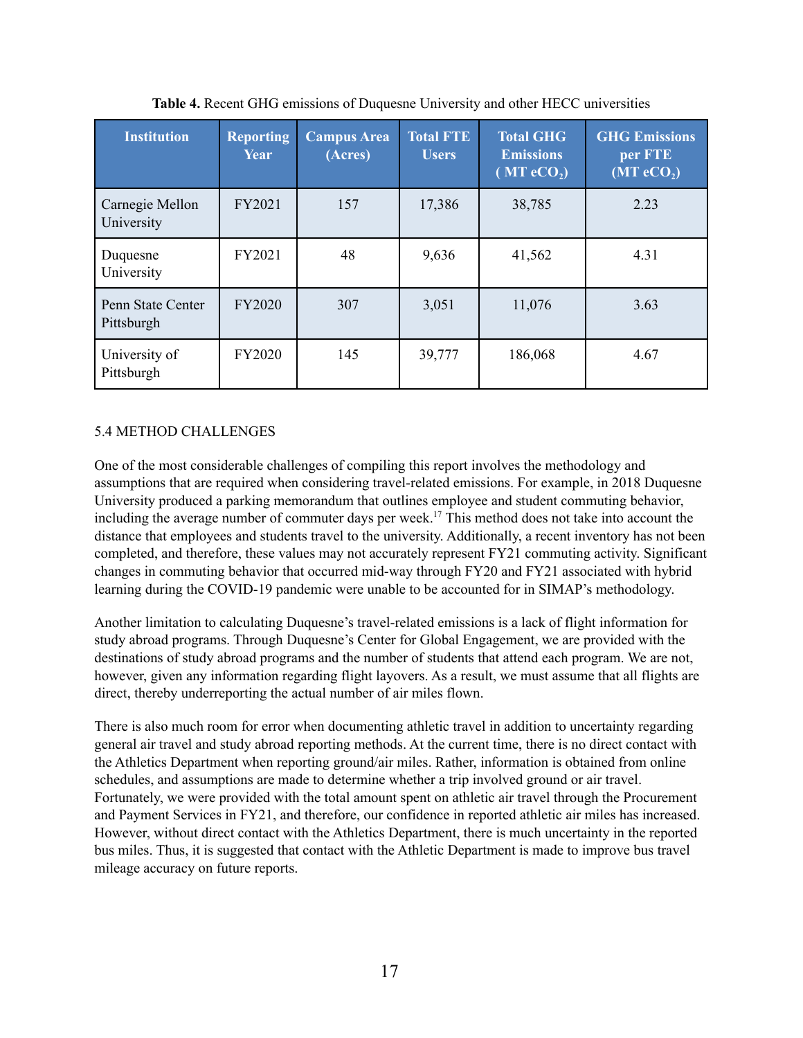**Table 4.** Recent GHG emissions of Duquesne University and other HECC universities

| Institution | Reporting Year | Campus Area (Acres) | Total FTE Users | Total GHG Emissions ( MT $eCO_2$) | GHG Emissions per FTE (MT $eCO_2$) |
|---|---|---|---|---|---|
| Carnegie Mellon University | FY2021 | 157 | 17,386 | 38,785 | 2.23 |
| Duquesne University | FY2021 | 48 | 9,636 | 41,562 | 4.31 |
| Penn State Center Pittsburgh | FY2020 | 307 | 3,051 | 11,076 | 3.63 |
| University of Pittsburgh | FY2020 | 145 | 39,777 | 186,068 | 4.67 |

## 5.4 METHOD CHALLENGES

One of the most considerable challenges of compiling this report involves the methodology and assumptions that are required when considering travel-related emissions. For example, in 2018 Duquesne University produced a parking memorandum that outlines employee and student commuting behavior, including the average number of commuter days per week.[17] This method does not take into account the distance that employees and students travel to the university. Additionally, a recent inventory has not been completed, and therefore, these values may not accurately represent FY21 commuting activity. Significant changes in commuting behavior that occurred mid-way through FY20 and FY21 associated with hybrid learning during the COVID-19 pandemic were unable to be accounted for in SIMAP's methodology.

Another limitation to calculating Duquesne's travel-related emissions is a lack of flight information for study abroad programs. Through Duquesne's Center for Global Engagement, we are provided with the destinations of study abroad programs and the number of students that attend each program. We are not, however, given any information regarding flight layovers. As a result, we must assume that all flights are direct, thereby underreporting the actual number of air miles flown.

There is also much room for error when documenting athletic travel in addition to uncertainty regarding general air travel and study abroad reporting methods. At the current time, there is no direct contact with the Athletics Department when reporting ground/air miles. Rather, information is obtained from online schedules, and assumptions are made to determine whether a trip involved ground or air travel. Fortunately, we were provided with the total amount spent on athletic air travel through the Procurement and Payment Services in FY21, and therefore, our confidence in reported athletic air miles has increased. However, without direct contact with the Athletics Department, there is much uncertainty in the reported bus miles. Thus, it is suggested that contact with the Athletic Department is made to improve bus travel mileage accuracy on future reports.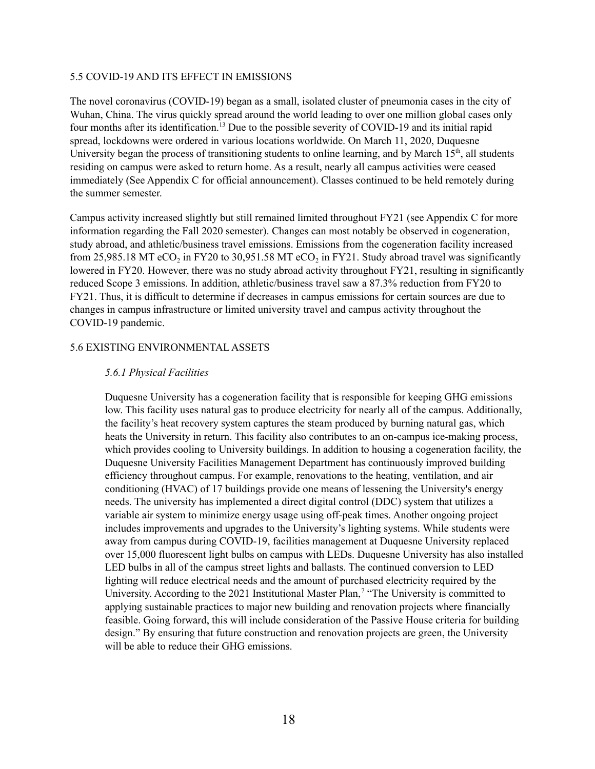## 5.5 COVID-19 AND ITS EFFECT IN EMISSIONS

The novel coronavirus (COVID-19) began as a small, isolated cluster of pneumonia cases in the city of Wuhan, China. The virus quickly spread around the world leading to over one million global cases only four months after its identification.[13] Due to the possible severity of COVID-19 and its initial rapid spread, lockdowns were ordered in various locations worldwide. On March 11, 2020, Duquesne University began the process of transitioning students to online learning, and by March 15th, all students residing on campus were asked to return home. As a result, nearly all campus activities were ceased immediately (See Appendix C for official announcement). Classes continued to be held remotely during the summer semester.

Campus activity increased slightly but still remained limited throughout FY21 (see Appendix C for more information regarding the Fall 2020 semester). Changes can most notably be observed in cogeneration, study abroad, and athletic/business travel emissions. Emissions from the cogeneration facility increased from 25,985.18 MT $eCO_2$ in FY20 to 30,951.58 MT $eCO_2$ in FY21. Study abroad travel was significantly lowered in FY20. However, there was no study abroad activity throughout FY21, resulting in significantly reduced Scope 3 emissions. In addition, athletic/business travel saw a 87.3% reduction from FY20 to FY21. Thus, it is difficult to determine if decreases in campus emissions for certain sources are due to changes in campus infrastructure or limited university travel and campus activity throughout the COVID-19 pandemic.

## 5.6 EXISTING ENVIRONMENTAL ASSETS

### *5.6.1 Physical Facilities*

Duquesne University has a cogeneration facility that is responsible for keeping GHG emissions low. This facility uses natural gas to produce electricity for nearly all of the campus. Additionally, the facility's heat recovery system captures the steam produced by burning natural gas, which heats the University in return. This facility also contributes to an on-campus ice-making process, which provides cooling to University buildings. In addition to housing a cogeneration facility, the Duquesne University Facilities Management Department has continuously improved building efficiency throughout campus. For example, renovations to the heating, ventilation, and air conditioning (HVAC) of 17 buildings provide one means of lessening the University's energy needs. The university has implemented a direct digital control (DDC) system that utilizes a variable air system to minimize energy usage using off-peak times. Another ongoing project includes improvements and upgrades to the University's lighting systems. While students were away from campus during COVID-19, facilities management at Duquesne University replaced over 15,000 fluorescent light bulbs on campus with LEDs. Duquesne University has also installed LED bulbs in all of the campus street lights and ballasts. The continued conversion to LED lighting will reduce electrical needs and the amount of purchased electricity required by the University. According to the 2021 Institutional Master Plan,[7] "The University is committed to applying sustainable practices to major new building and renovation projects where financially feasible. Going forward, this will include consideration of the Passive House criteria for building design." By ensuring that future construction and renovation projects are green, the University will be able to reduce their GHG emissions.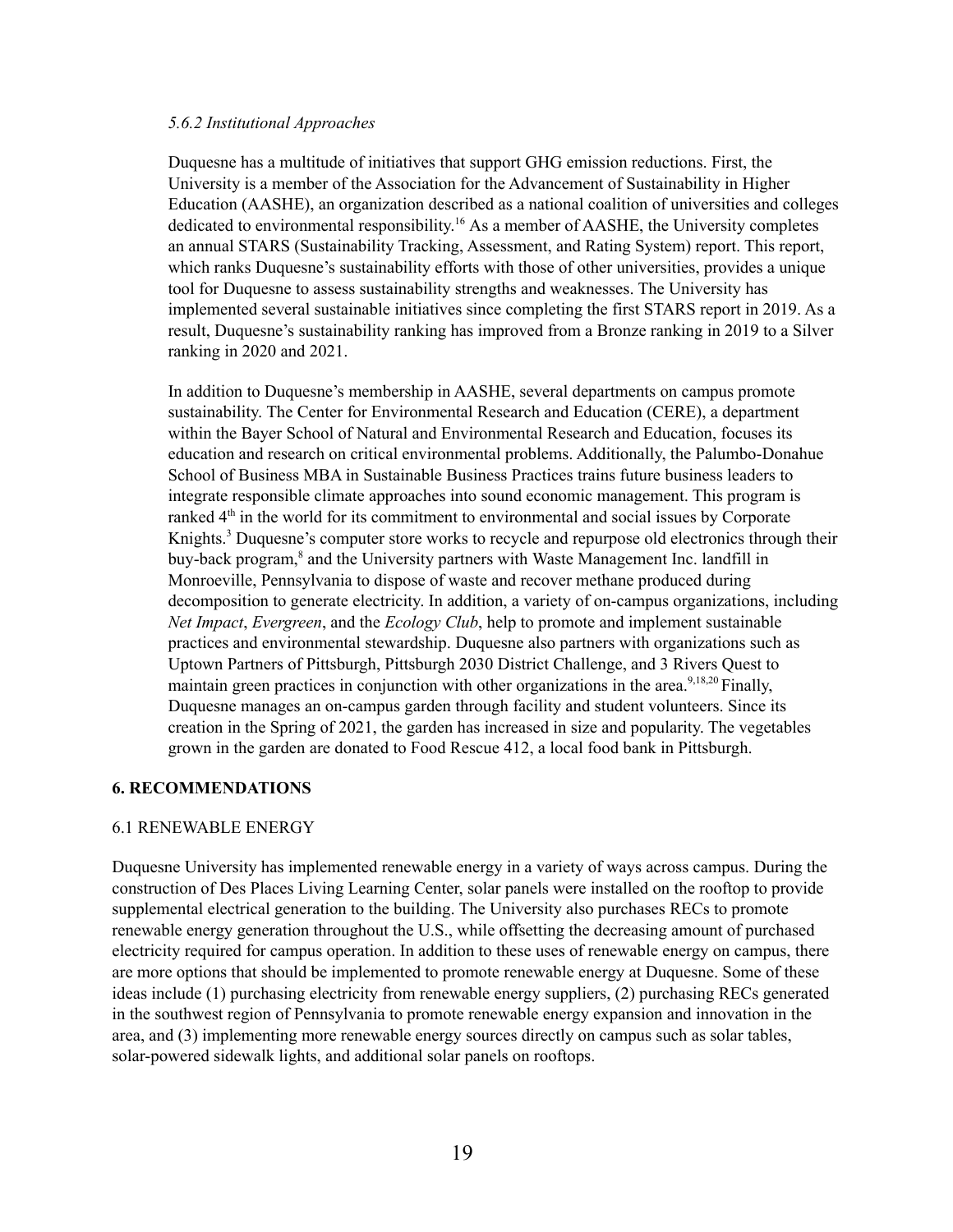### *5.6.2 Institutional Approaches*

Duquesne has a multitude of initiatives that support GHG emission reductions. First, the University is a member of the Association for the Advancement of Sustainability in Higher Education (AASHE), an organization described as a national coalition of universities and colleges dedicated to environmental responsibility.[16] As a member of AASHE, the University completes an annual STARS (Sustainability Tracking, Assessment, and Rating System) report. This report, which ranks Duquesne's sustainability efforts with those of other universities, provides a unique tool for Duquesne to assess sustainability strengths and weaknesses. The University has implemented several sustainable initiatives since completing the first STARS report in 2019. As a result, Duquesne's sustainability ranking has improved from a Bronze ranking in 2019 to a Silver ranking in 2020 and 2021.

In addition to Duquesne's membership in AASHE, several departments on campus promote sustainability. The Center for Environmental Research and Education (CERE), a department within the Bayer School of Natural and Environmental Research and Education, focuses its education and research on critical environmental problems. Additionally, the Palumbo-Donahue School of Business MBA in Sustainable Business Practices trains future business leaders to integrate responsible climate approaches into sound economic management. This program is ranked 4th in the world for its commitment to environmental and social issues by Corporate Knights.[3] Duquesne's computer store works to recycle and repurpose old electronics through their buy-back program,[8] and the University partners with Waste Management Inc. landfill in Monroeville, Pennsylvania to dispose of waste and recover methane produced during decomposition to generate electricity. In addition, a variety of on-campus organizations, including *Net Impact*, *Evergreen*, and the *Ecology Club*, help to promote and implement sustainable practices and environmental stewardship. Duquesne also partners with organizations such as Uptown Partners of Pittsburgh, Pittsburgh 2030 District Challenge, and 3 Rivers Quest to maintain green practices in conjunction with other organizations in the area.[9,18,20] Finally, Duquesne manages an on-campus garden through facility and student volunteers. Since its creation in the Spring of 2021, the garden has increased in size and popularity. The vegetables grown in the garden are donated to Food Rescue 412, a local food bank in Pittsburgh.

## 6. RECOMMENDATIONS

### 6.1 RENEWABLE ENERGY

Duquesne University has implemented renewable energy in a variety of ways across campus. During the construction of Des Places Living Learning Center, solar panels were installed on the rooftop to provide supplemental electrical generation to the building. The University also purchases RECs to promote renewable energy generation throughout the U.S., while offsetting the decreasing amount of purchased electricity required for campus operation. In addition to these uses of renewable energy on campus, there are more options that should be implemented to promote renewable energy at Duquesne. Some of these ideas include (1) purchasing electricity from renewable energy suppliers, (2) purchasing RECs generated in the southwest region of Pennsylvania to promote renewable energy expansion and innovation in the area, and (3) implementing more renewable energy sources directly on campus such as solar tables, solar-powered sidewalk lights, and additional solar panels on rooftops.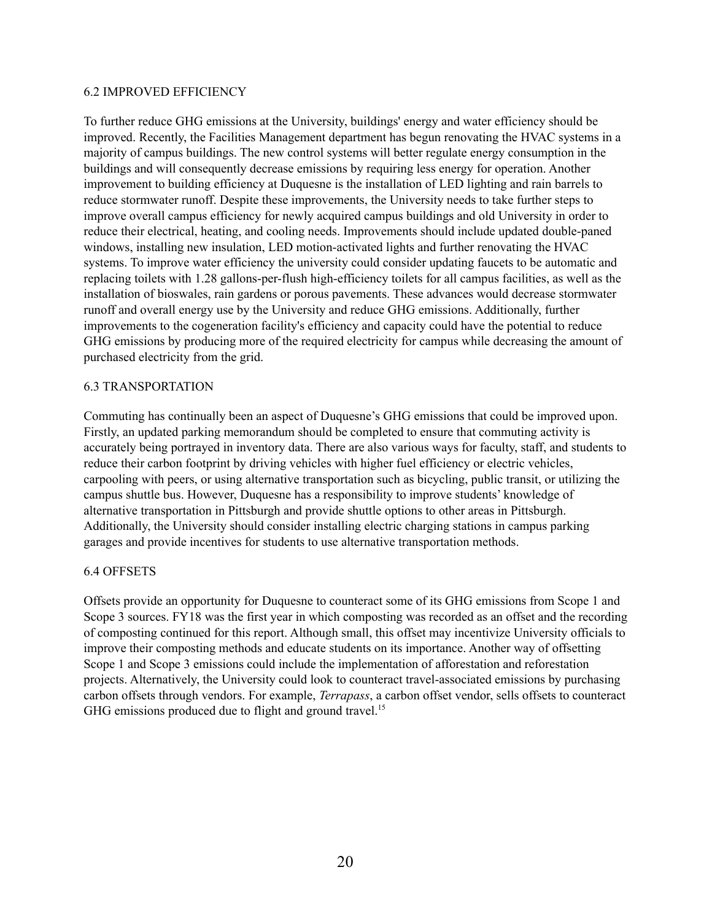## 6.2 IMPROVED EFFICIENCY

To further reduce GHG emissions at the University, buildings' energy and water efficiency should be improved. Recently, the Facilities Management department has begun renovating the HVAC systems in a majority of campus buildings. The new control systems will better regulate energy consumption in the buildings and will consequently decrease emissions by requiring less energy for operation. Another improvement to building efficiency at Duquesne is the installation of LED lighting and rain barrels to reduce stormwater runoff. Despite these improvements, the University needs to take further steps to improve overall campus efficiency for newly acquired campus buildings and old University in order to reduce their electrical, heating, and cooling needs. Improvements should include updated double-paned windows, installing new insulation, LED motion-activated lights and further renovating the HVAC systems. To improve water efficiency the university could consider updating faucets to be automatic and replacing toilets with 1.28 gallons-per-flush high-efficiency toilets for all campus facilities, as well as the installation of bioswales, rain gardens or porous pavements. These advances would decrease stormwater runoff and overall energy use by the University and reduce GHG emissions. Additionally, further improvements to the cogeneration facility's efficiency and capacity could have the potential to reduce GHG emissions by producing more of the required electricity for campus while decreasing the amount of purchased electricity from the grid.

## 6.3 TRANSPORTATION

Commuting has continually been an aspect of Duquesne's GHG emissions that could be improved upon. Firstly, an updated parking memorandum should be completed to ensure that commuting activity is accurately being portrayed in inventory data. There are also various ways for faculty, staff, and students to reduce their carbon footprint by driving vehicles with higher fuel efficiency or electric vehicles, carpooling with peers, or using alternative transportation such as bicycling, public transit, or utilizing the campus shuttle bus. However, Duquesne has a responsibility to improve students' knowledge of alternative transportation in Pittsburgh and provide shuttle options to other areas in Pittsburgh. Additionally, the University should consider installing electric charging stations in campus parking garages and provide incentives for students to use alternative transportation methods.

## 6.4 OFFSETS

Offsets provide an opportunity for Duquesne to counteract some of its GHG emissions from Scope 1 and Scope 3 sources. FY18 was the first year in which composting was recorded as an offset and the recording of composting continued for this report. Although small, this offset may incentivize University officials to improve their composting methods and educate students on its importance. Another way of offsetting Scope 1 and Scope 3 emissions could include the implementation of afforestation and reforestation projects. Alternatively, the University could look to counteract travel-associated emissions by purchasing carbon offsets through vendors. For example, *Terrapass*, a carbon offset vendor, sells offsets to counteract GHG emissions produced due to flight and ground travel.[15]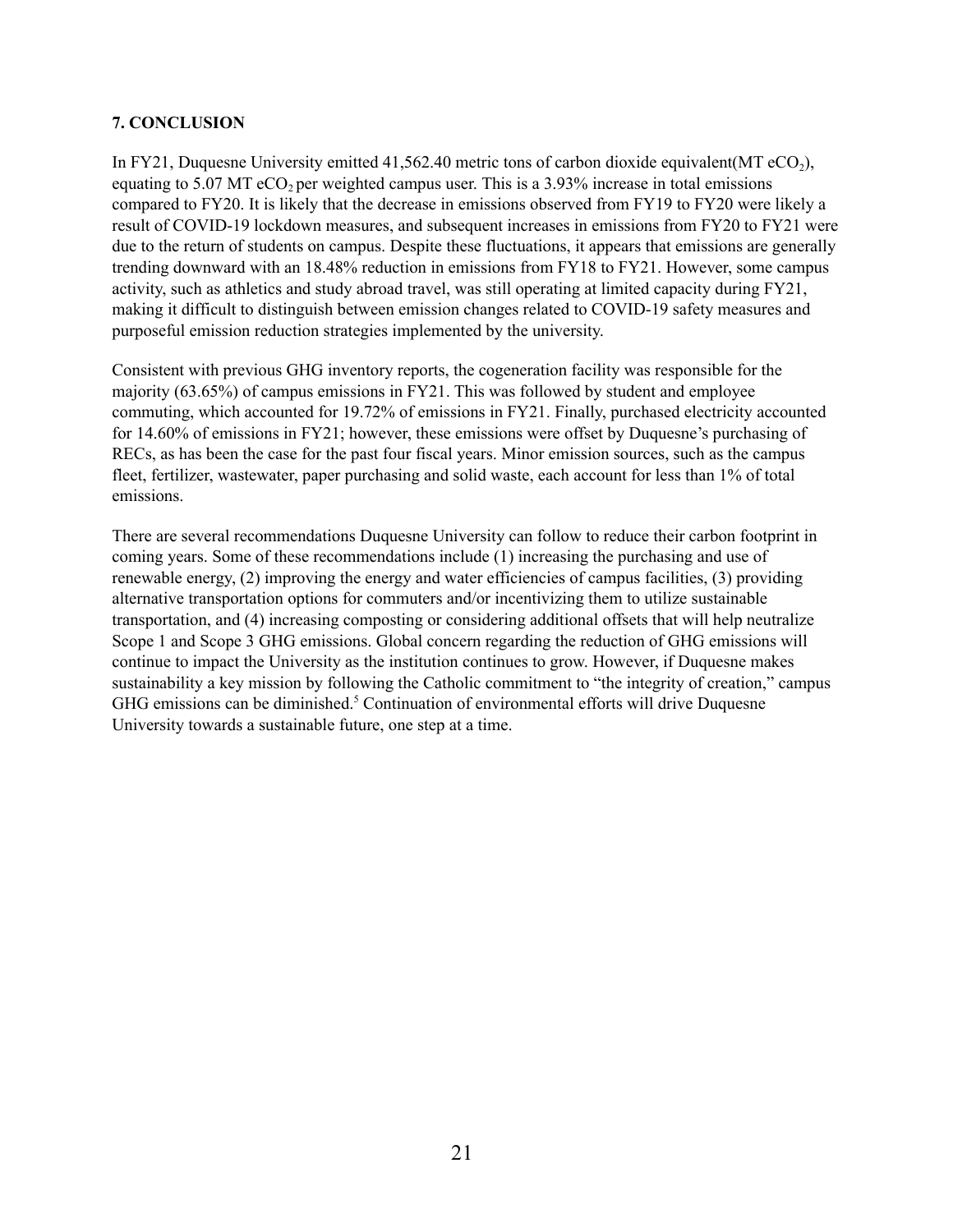## 7. CONCLUSION

In FY21, Duquesne University emitted 41,562.40 metric tons of carbon dioxide equivalent(MT $eCO_2$), equating to 5.07 MT $eCO_2$ per weighted campus user. This is a 3.93% increase in total emissions compared to FY20. It is likely that the decrease in emissions observed from FY19 to FY20 were likely a result of COVID-19 lockdown measures, and subsequent increases in emissions from FY20 to FY21 were due to the return of students on campus. Despite these fluctuations, it appears that emissions are generally trending downward with an 18.48% reduction in emissions from FY18 to FY21. However, some campus activity, such as athletics and study abroad travel, was still operating at limited capacity during FY21, making it difficult to distinguish between emission changes related to COVID-19 safety measures and purposeful emission reduction strategies implemented by the university.

Consistent with previous GHG inventory reports, the cogeneration facility was responsible for the majority (63.65%) of campus emissions in FY21. This was followed by student and employee commuting, which accounted for 19.72% of emissions in FY21. Finally, purchased electricity accounted for 14.60% of emissions in FY21; however, these emissions were offset by Duquesne's purchasing of RECs, as has been the case for the past four fiscal years. Minor emission sources, such as the campus fleet, fertilizer, wastewater, paper purchasing and solid waste, each account for less than 1% of total emissions.

There are several recommendations Duquesne University can follow to reduce their carbon footprint in coming years. Some of these recommendations include (1) increasing the purchasing and use of renewable energy, (2) improving the energy and water efficiencies of campus facilities, (3) providing alternative transportation options for commuters and/or incentivizing them to utilize sustainable transportation, and (4) increasing composting or considering additional offsets that will help neutralize Scope 1 and Scope 3 GHG emissions. Global concern regarding the reduction of GHG emissions will continue to impact the University as the institution continues to grow. However, if Duquesne makes sustainability a key mission by following the Catholic commitment to "the integrity of creation," campus GHG emissions can be diminished.[5] Continuation of environmental efforts will drive Duquesne University towards a sustainable future, one step at a time.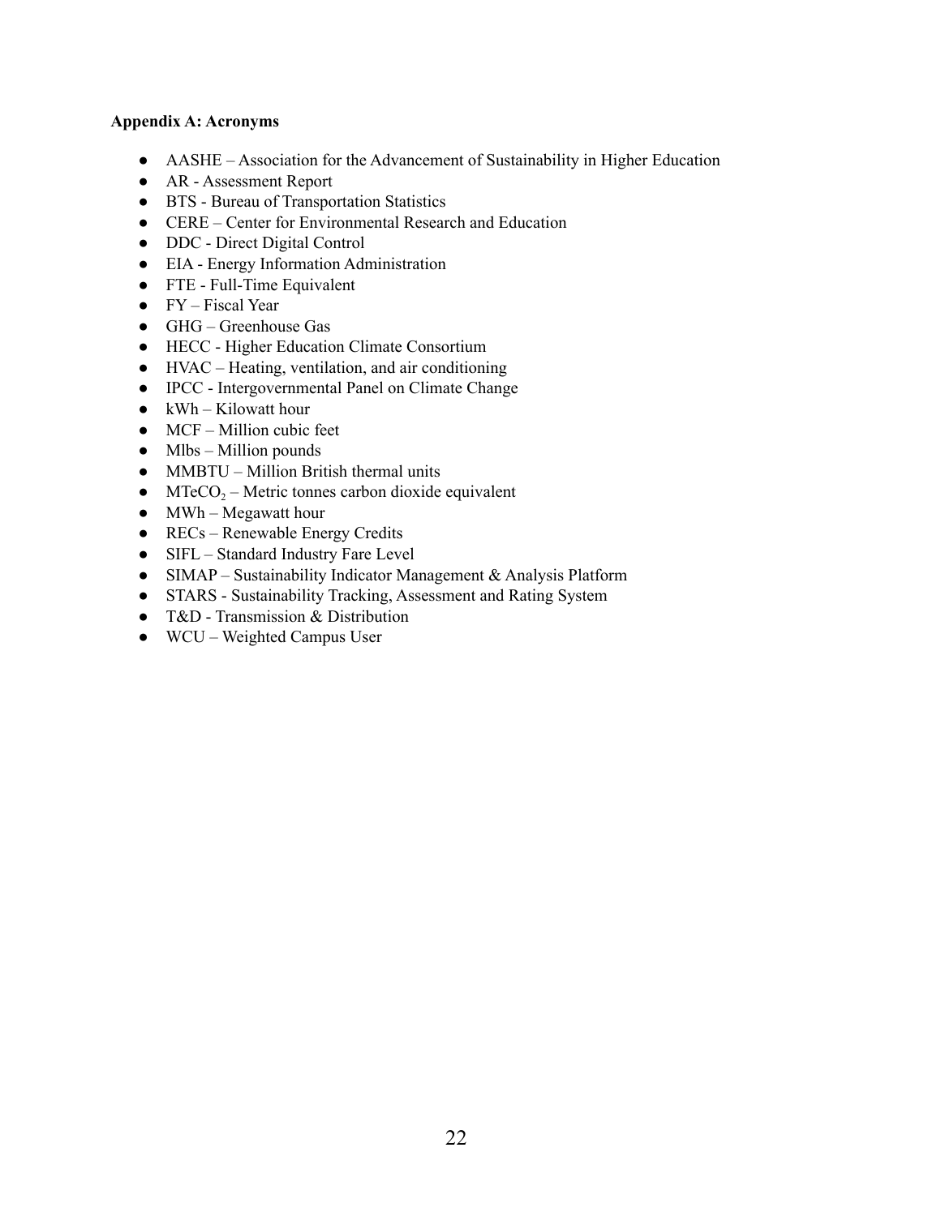**Appendix A: Acronyms**

- AASHE – Association for the Advancement of Sustainability in Higher Education
- AR - Assessment Report
- BTS - Bureau of Transportation Statistics
- CERE – Center for Environmental Research and Education
- DDC - Direct Digital Control
- EIA - Energy Information Administration
- FTE - Full-Time Equivalent
- FY – Fiscal Year
- GHG – Greenhouse Gas
- HECC - Higher Education Climate Consortium
- HVAC – Heating, ventilation, and air conditioning
- IPCC - Intergovernmental Panel on Climate Change
- kWh – Kilowatt hour
- MCF – Million cubic feet
- Mlbs – Million pounds
- MMBTU – Million British thermal units
- $MTeCO_2$ – Metric tonnes carbon dioxide equivalent
- MWh – Megawatt hour
- RECs – Renewable Energy Credits
- SIFL – Standard Industry Fare Level
- SIMAP – Sustainability Indicator Management & Analysis Platform
- STARS - Sustainability Tracking, Assessment and Rating System
- T&D - Transmission & Distribution
- WCU – Weighted Campus User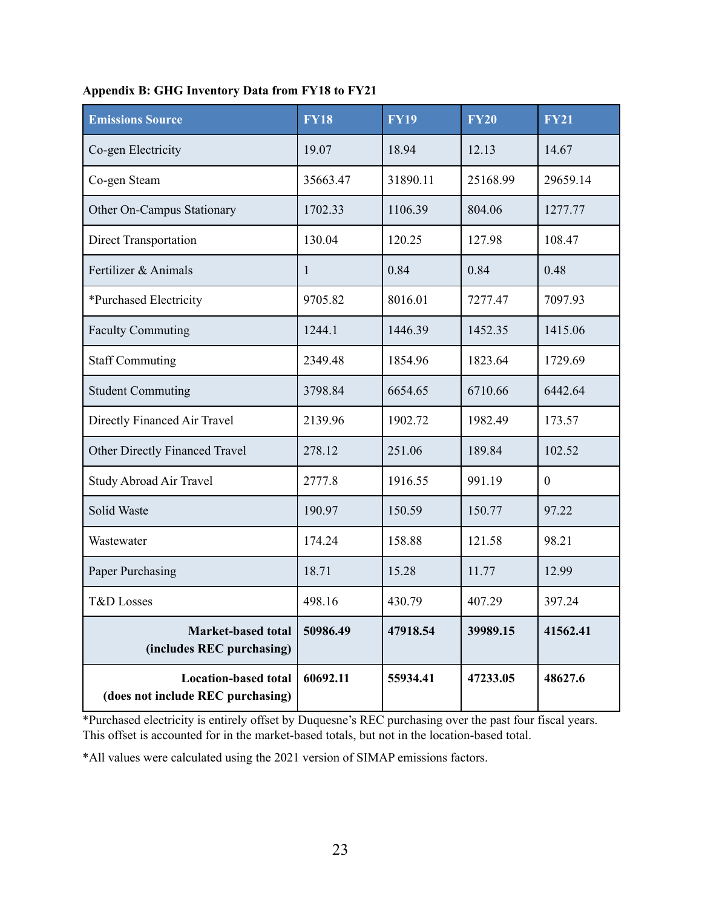**Appendix B: GHG Inventory Data from FY18 to FY21**

| Emissions Source | FY18 | FY19 | FY20 | FY21 |
|---|---|---|---|---|
| Co-gen Electricity | 19.07 | 18.94 | 12.13 | 14.67 |
| Co-gen Steam | 35663.47 | 31890.11 | 25168.99 | 29659.14 |
| Other On-Campus Stationary | 1702.33 | 1106.39 | 804.06 | 1277.77 |
| Direct Transportation | 130.04 | 120.25 | 127.98 | 108.47 |
| Fertilizer & Animals | 1 | 0.84 | 0.84 | 0.48 |
| *Purchased Electricity | 9705.82 | 8016.01 | 7277.47 | 7097.93 |
| Faculty Commuting | 1244.1 | 1446.39 | 1452.35 | 1415.06 |
| Staff Commuting | 2349.48 | 1854.96 | 1823.64 | 1729.69 |
| Student Commuting | 3798.84 | 6654.65 | 6710.66 | 6442.64 |
| Directly Financed Air Travel | 2139.96 | 1902.72 | 1982.49 | 173.57 |
| Other Directly Financed Travel | 278.12 | 251.06 | 189.84 | 102.52 |
| Study Abroad Air Travel | 2777.8 | 1916.55 | 991.19 | 0 |
| Solid Waste | 190.97 | 150.59 | 150.77 | 97.22 |
| Wastewater | 174.24 | 158.88 | 121.58 | 98.21 |
| Paper Purchasing | 18.71 | 15.28 | 11.77 | 12.99 |
| T&D Losses | 498.16 | 430.79 | 407.29 | 397.24 |
| **Market-based total (includes REC purchasing)** | **50986.49** | **47918.54** | **39989.15** | **41562.41** |
| **Location-based total (does not include REC purchasing)** | **60692.11** | **55934.41** | **47233.05** | **48627.6** |

*Purchased electricity is entirely offset by Duquesne's REC purchasing over the past four fiscal years. This offset is accounted for in the market-based totals, but not in the location-based total.

*All values were calculated using the 2021 version of SIMAP emissions factors.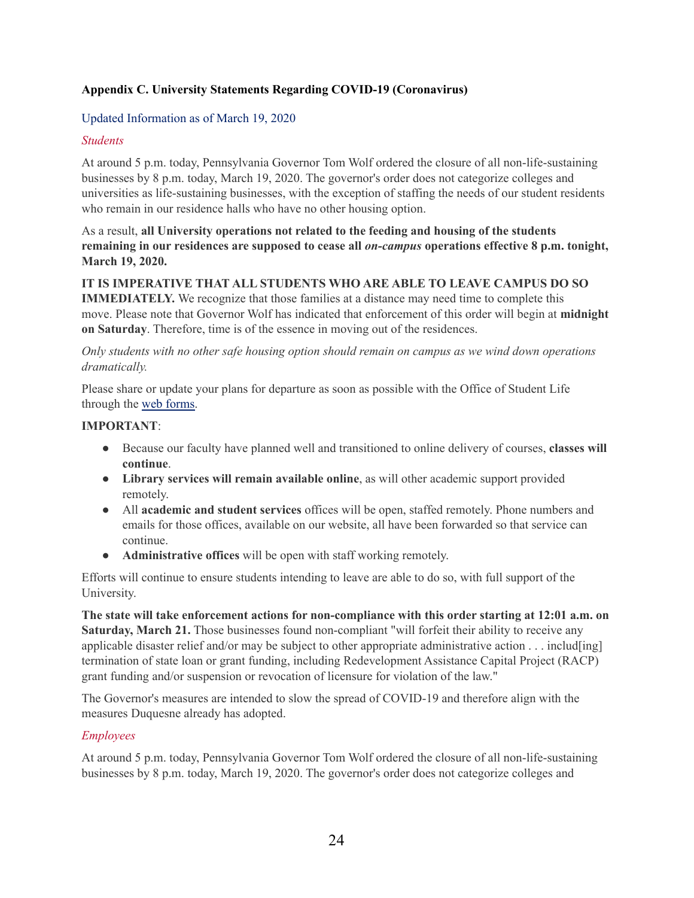**Appendix C. University Statements Regarding COVID-19 (Coronavirus)**

Updated Information as of March 19, 2020

*Students*

At around 5 p.m. today, Pennsylvania Governor Tom Wolf ordered the closure of all non-life-sustaining businesses by 8 p.m. today, March 19, 2020. The governor's order does not categorize colleges and universities as life-sustaining businesses, with the exception of staffing the needs of our student residents who remain in our residence halls who have no other housing option.

As a result, **all University operations not related to the feeding and housing of the students remaining in our residences are supposed to cease all *on-campus* operations effective 8 p.m. tonight, March 19, 2020.**

**IT IS IMPERATIVE THAT ALL STUDENTS WHO ARE ABLE TO LEAVE CAMPUS DO SO IMMEDIATELY.** We recognize that those families at a distance may need time to complete this move. Please note that Governor Wolf has indicated that enforcement of this order will begin at **midnight on Saturday**. Therefore, time is of the essence in moving out of the residences.

*Only students with no other safe housing option should remain on campus as we wind down operations dramatically.*

Please share or update your plans for departure as soon as possible with the Office of Student Life through the web forms.

**IMPORTANT**:

- Because our faculty have planned well and transitioned to online delivery of courses, **classes will continue**.
- **Library services will remain available online**, as will other academic support provided remotely.
- All **academic and student services** offices will be open, staffed remotely. Phone numbers and emails for those offices, available on our website, all have been forwarded so that service can continue.
- **Administrative offices** will be open with staff working remotely.

Efforts will continue to ensure students intending to leave are able to do so, with full support of the University.

**The state will take enforcement actions for non-compliance with this order starting at 12:01 a.m. on Saturday, March 21.** Those businesses found non-compliant "will forfeit their ability to receive any applicable disaster relief and/or may be subject to other appropriate administrative action . . . includ[ing] termination of state loan or grant funding, including Redevelopment Assistance Capital Project (RACP) grant funding and/or suspension or revocation of licensure for violation of the law."

The Governor's measures are intended to slow the spread of COVID-19 and therefore align with the measures Duquesne already has adopted.

*Employees*

At around 5 p.m. today, Pennsylvania Governor Tom Wolf ordered the closure of all non-life-sustaining businesses by 8 p.m. today, March 19, 2020. The governor's order does not categorize colleges and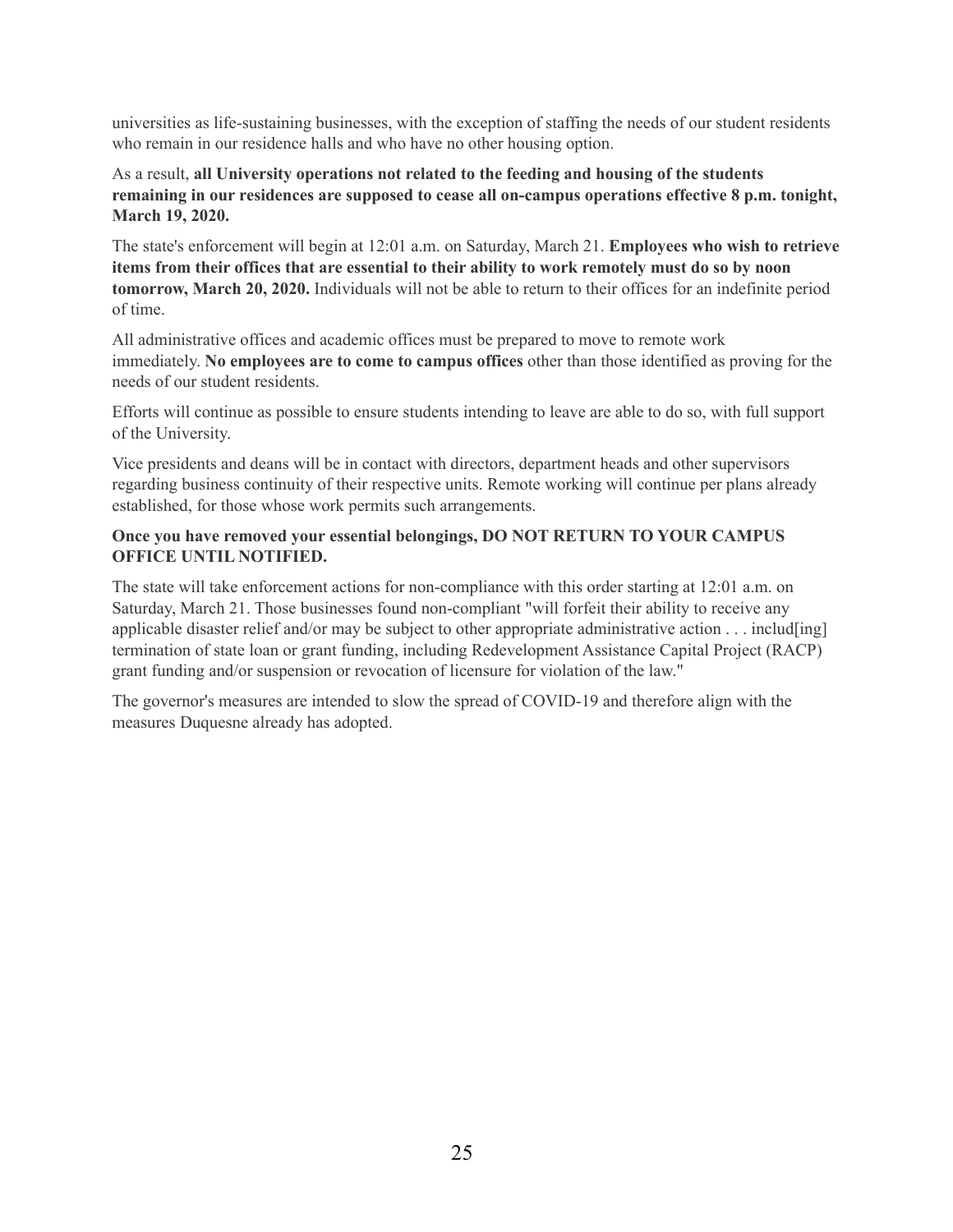universities as life-sustaining businesses, with the exception of staffing the needs of our student residents who remain in our residence halls and who have no other housing option.

As a result, **all University operations not related to the feeding and housing of the students remaining in our residences are supposed to cease all on-campus operations effective 8 p.m. tonight, March 19, 2020.**

The state's enforcement will begin at 12:01 a.m. on Saturday, March 21. **Employees who wish to retrieve items from their offices that are essential to their ability to work remotely must do so by noon tomorrow, March 20, 2020.** Individuals will not be able to return to their offices for an indefinite period of time.

All administrative offices and academic offices must be prepared to move to remote work immediately. **No employees are to come to campus offices** other than those identified as proving for the needs of our student residents.

Efforts will continue as possible to ensure students intending to leave are able to do so, with full support of the University.

Vice presidents and deans will be in contact with directors, department heads and other supervisors regarding business continuity of their respective units. Remote working will continue per plans already established, for those whose work permits such arrangements.

**Once you have removed your essential belongings, DO NOT RETURN TO YOUR CAMPUS OFFICE UNTIL NOTIFIED.**

The state will take enforcement actions for non-compliance with this order starting at 12:01 a.m. on Saturday, March 21. Those businesses found non-compliant "will forfeit their ability to receive any applicable disaster relief and/or may be subject to other appropriate administrative action . . . includ[ing] termination of state loan or grant funding, including Redevelopment Assistance Capital Project (RACP) grant funding and/or suspension or revocation of licensure for violation of the law."

The governor's measures are intended to slow the spread of COVID-19 and therefore align with the measures Duquesne already has adopted.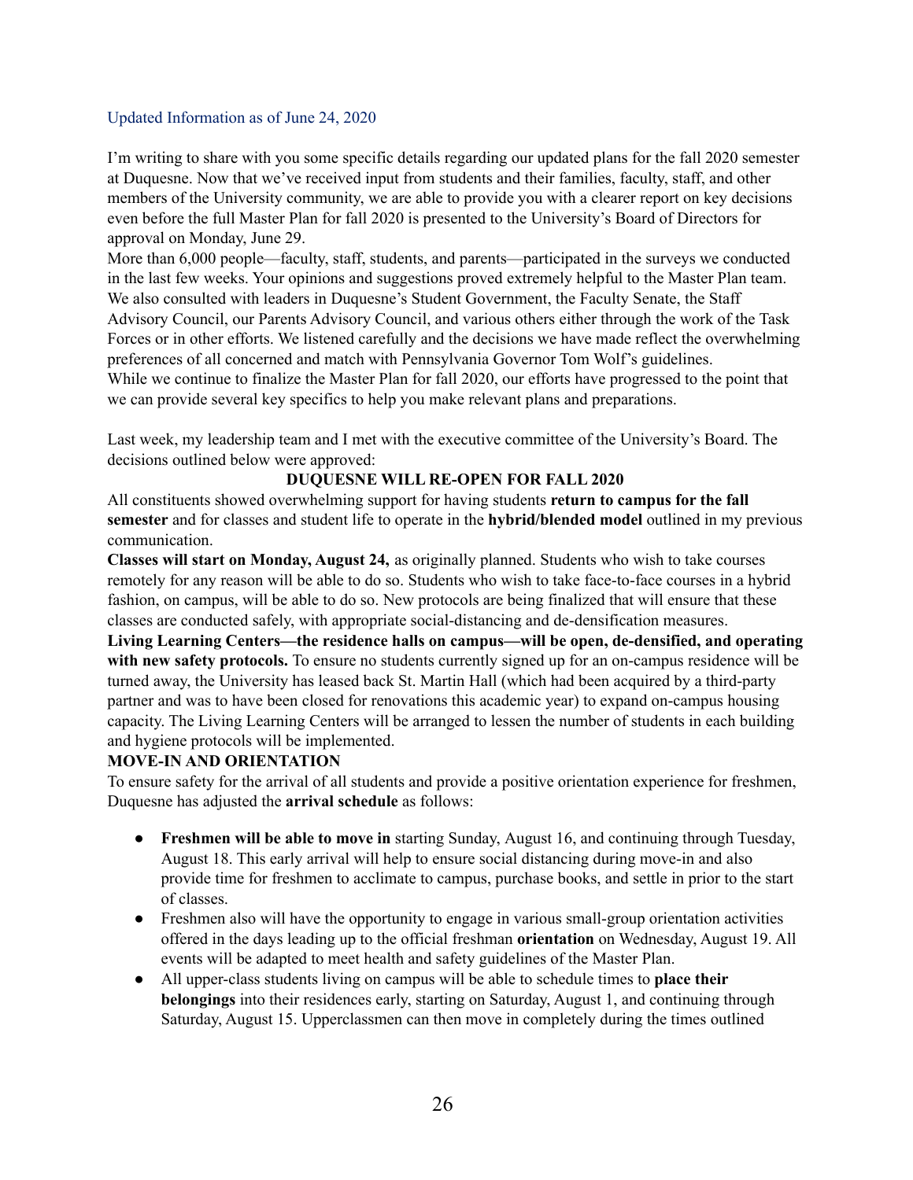Updated Information as of June 24, 2020

I'm writing to share with you some specific details regarding our updated plans for the fall 2020 semester at Duquesne. Now that we've received input from students and their families, faculty, staff, and other members of the University community, we are able to provide you with a clearer report on key decisions even before the full Master Plan for fall 2020 is presented to the University's Board of Directors for approval on Monday, June 29.

More than 6,000 people—faculty, staff, students, and parents—participated in the surveys we conducted in the last few weeks. Your opinions and suggestions proved extremely helpful to the Master Plan team. We also consulted with leaders in Duquesne's Student Government, the Faculty Senate, the Staff Advisory Council, our Parents Advisory Council, and various others either through the work of the Task Forces or in other efforts. We listened carefully and the decisions we have made reflect the overwhelming preferences of all concerned and match with Pennsylvania Governor Tom Wolf's guidelines.

While we continue to finalize the Master Plan for fall 2020, our efforts have progressed to the point that we can provide several key specifics to help you make relevant plans and preparations.

Last week, my leadership team and I met with the executive committee of the University's Board. The decisions outlined below were approved:

**DUQUESNE WILL RE-OPEN FOR FALL 2020**

All constituents showed overwhelming support for having students **return to campus for the fall semester** and for classes and student life to operate in the **hybrid/blended model** outlined in my previous communication.

**Classes will start on Monday, August 24,** as originally planned. Students who wish to take courses remotely for any reason will be able to do so. Students who wish to take face-to-face courses in a hybrid fashion, on campus, will be able to do so. New protocols are being finalized that will ensure that these classes are conducted safely, with appropriate social-distancing and de-densification measures.

**Living Learning Centers—the residence halls on campus—will be open, de-densified, and operating with new safety protocols.** To ensure no students currently signed up for an on-campus residence will be turned away, the University has leased back St. Martin Hall (which had been acquired by a third-party partner and was to have been closed for renovations this academic year) to expand on-campus housing capacity. The Living Learning Centers will be arranged to lessen the number of students in each building and hygiene protocols will be implemented.

**MOVE-IN AND ORIENTATION**

To ensure safety for the arrival of all students and provide a positive orientation experience for freshmen, Duquesne has adjusted the **arrival schedule** as follows:

- **Freshmen will be able to move in** starting Sunday, August 16, and continuing through Tuesday, August 18. This early arrival will help to ensure social distancing during move-in and also provide time for freshmen to acclimate to campus, purchase books, and settle in prior to the start of classes.
- Freshmen also will have the opportunity to engage in various small-group orientation activities offered in the days leading up to the official freshman **orientation** on Wednesday, August 19. All events will be adapted to meet health and safety guidelines of the Master Plan.
- All upper-class students living on campus will be able to schedule times to **place their belongings** into their residences early, starting on Saturday, August 1, and continuing through Saturday, August 15. Upperclassmen can then move in completely during the times outlined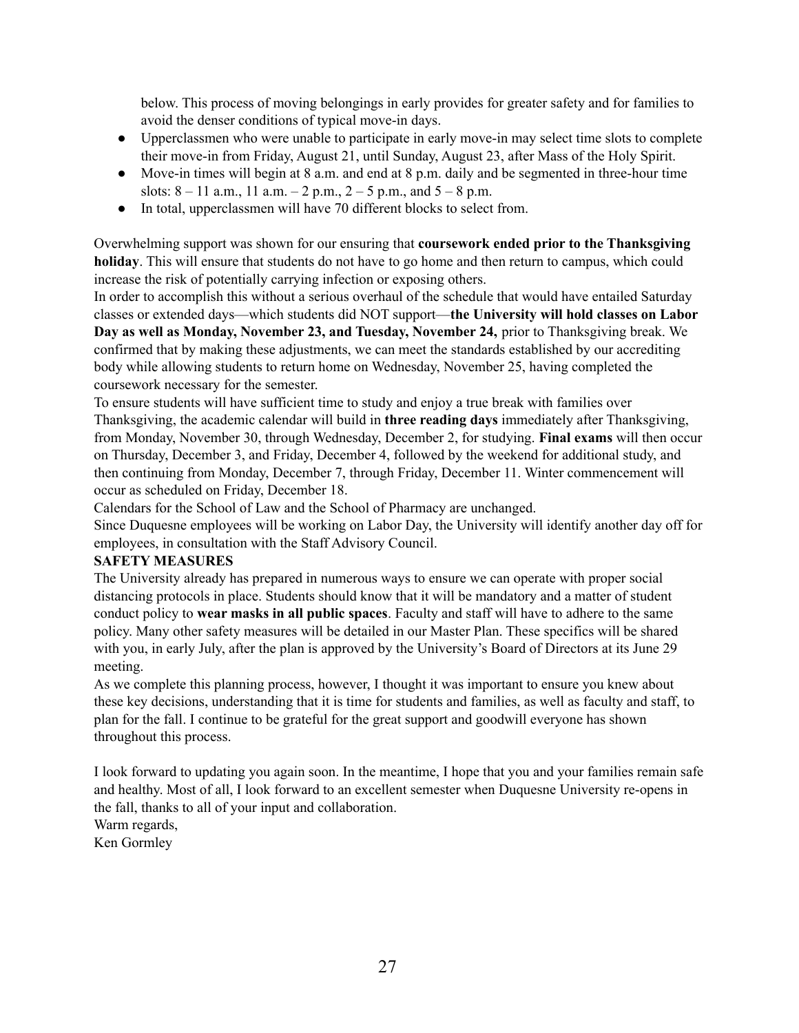below. This process of moving belongings in early provides for greater safety and for families to avoid the denser conditions of typical move-in days.

- Upperclassmen who were unable to participate in early move-in may select time slots to complete their move-in from Friday, August 21, until Sunday, August 23, after Mass of the Holy Spirit.
- Move-in times will begin at 8 a.m. and end at 8 p.m. daily and be segmented in three-hour time slots: 8 – 11 a.m., 11 a.m. – 2 p.m., 2 – 5 p.m., and 5 – 8 p.m.
- In total, upperclassmen will have 70 different blocks to select from.

Overwhelming support was shown for our ensuring that **coursework ended prior to the Thanksgiving holiday**. This will ensure that students do not have to go home and then return to campus, which could increase the risk of potentially carrying infection or exposing others.

In order to accomplish this without a serious overhaul of the schedule that would have entailed Saturday classes or extended days—which students did NOT support—**the University will hold classes on Labor Day as well as Monday, November 23, and Tuesday, November 24,** prior to Thanksgiving break. We confirmed that by making these adjustments, we can meet the standards established by our accrediting body while allowing students to return home on Wednesday, November 25, having completed the coursework necessary for the semester.

To ensure students will have sufficient time to study and enjoy a true break with families over Thanksgiving, the academic calendar will build in **three reading days** immediately after Thanksgiving, from Monday, November 30, through Wednesday, December 2, for studying. **Final exams** will then occur on Thursday, December 3, and Friday, December 4, followed by the weekend for additional study, and then continuing from Monday, December 7, through Friday, December 11. Winter commencement will occur as scheduled on Friday, December 18.

Calendars for the School of Law and the School of Pharmacy are unchanged.

Since Duquesne employees will be working on Labor Day, the University will identify another day off for employees, in consultation with the Staff Advisory Council.

**SAFETY MEASURES**

The University already has prepared in numerous ways to ensure we can operate with proper social distancing protocols in place. Students should know that it will be mandatory and a matter of student conduct policy to **wear masks in all public spaces**. Faculty and staff will have to adhere to the same policy. Many other safety measures will be detailed in our Master Plan. These specifics will be shared with you, in early July, after the plan is approved by the University's Board of Directors at its June 29 meeting.

As we complete this planning process, however, I thought it was important to ensure you knew about these key decisions, understanding that it is time for students and families, as well as faculty and staff, to plan for the fall. I continue to be grateful for the great support and goodwill everyone has shown throughout this process.

I look forward to updating you again soon. In the meantime, I hope that you and your families remain safe and healthy. Most of all, I look forward to an excellent semester when Duquesne University re-opens in the fall, thanks to all of your input and collaboration.

Warm regards,

Ken Gormley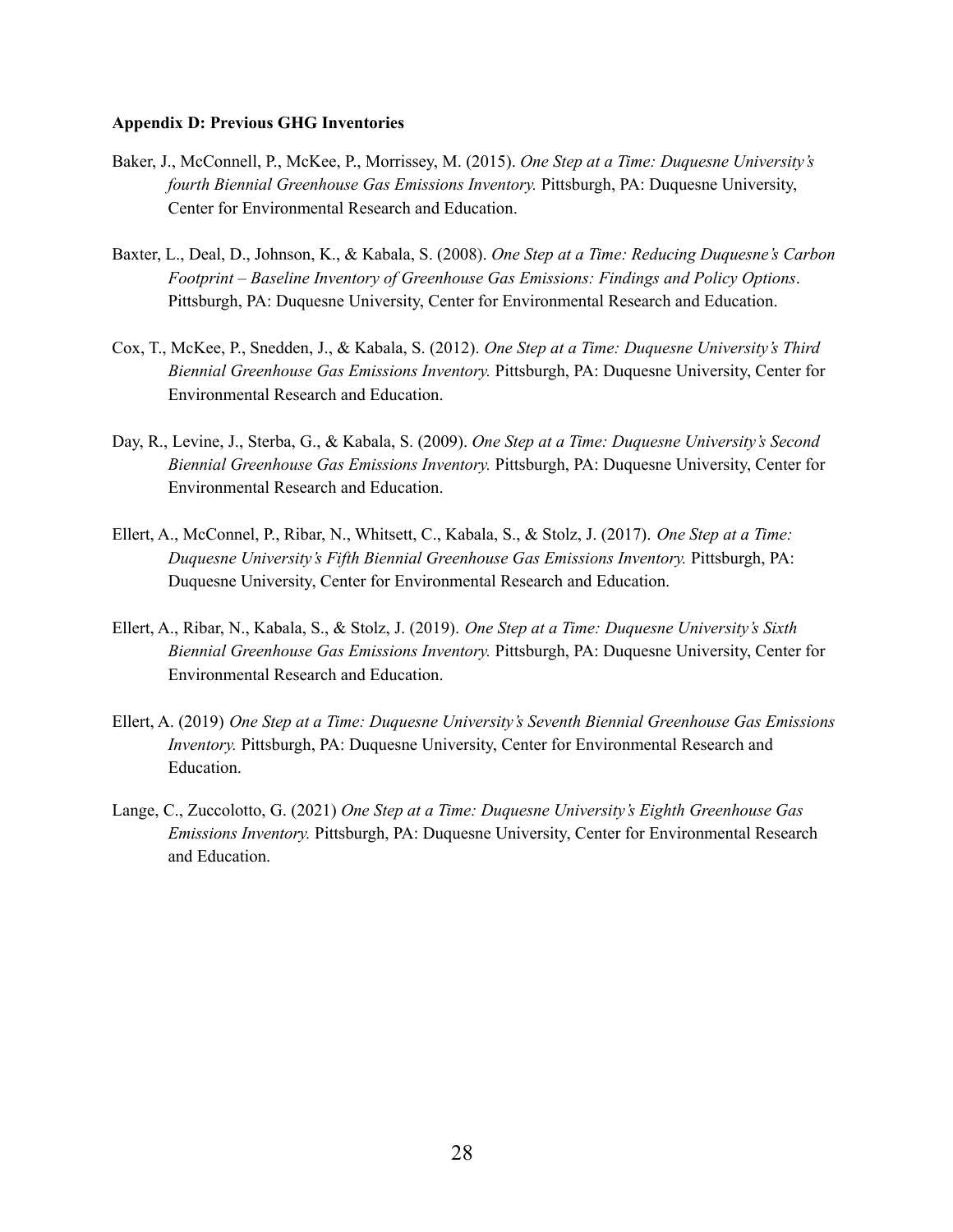**Appendix D: Previous GHG Inventories**

Baker, J., McConnell, P., McKee, P., Morrissey, M. (2015). *One Step at a Time: Duquesne University's fourth Biennial Greenhouse Gas Emissions Inventory.* Pittsburgh, PA: Duquesne University, Center for Environmental Research and Education.

Baxter, L., Deal, D., Johnson, K., & Kabala, S. (2008). *One Step at a Time: Reducing Duquesne's Carbon Footprint – Baseline Inventory of Greenhouse Gas Emissions: Findings and Policy Options*. Pittsburgh, PA: Duquesne University, Center for Environmental Research and Education.

Cox, T., McKee, P., Snedden, J., & Kabala, S. (2012). *One Step at a Time: Duquesne University's Third Biennial Greenhouse Gas Emissions Inventory.* Pittsburgh, PA: Duquesne University, Center for Environmental Research and Education.

Day, R., Levine, J., Sterba, G., & Kabala, S. (2009). *One Step at a Time: Duquesne University's Second Biennial Greenhouse Gas Emissions Inventory.* Pittsburgh, PA: Duquesne University, Center for Environmental Research and Education.

Ellert, A., McConnel, P., Ribar, N., Whitsett, C., Kabala, S., & Stolz, J. (2017). *One Step at a Time: Duquesne University's Fifth Biennial Greenhouse Gas Emissions Inventory.* Pittsburgh, PA: Duquesne University, Center for Environmental Research and Education.

Ellert, A., Ribar, N., Kabala, S., & Stolz, J. (2019). *One Step at a Time: Duquesne University's Sixth Biennial Greenhouse Gas Emissions Inventory.* Pittsburgh, PA: Duquesne University, Center for Environmental Research and Education.

Ellert, A. (2019) *One Step at a Time: Duquesne University's Seventh Biennial Greenhouse Gas Emissions Inventory.* Pittsburgh, PA: Duquesne University, Center for Environmental Research and Education.

Lange, C., Zuccolotto, G. (2021) *One Step at a Time: Duquesne University's Eighth Greenhouse Gas Emissions Inventory.* Pittsburgh, PA: Duquesne University, Center for Environmental Research and Education.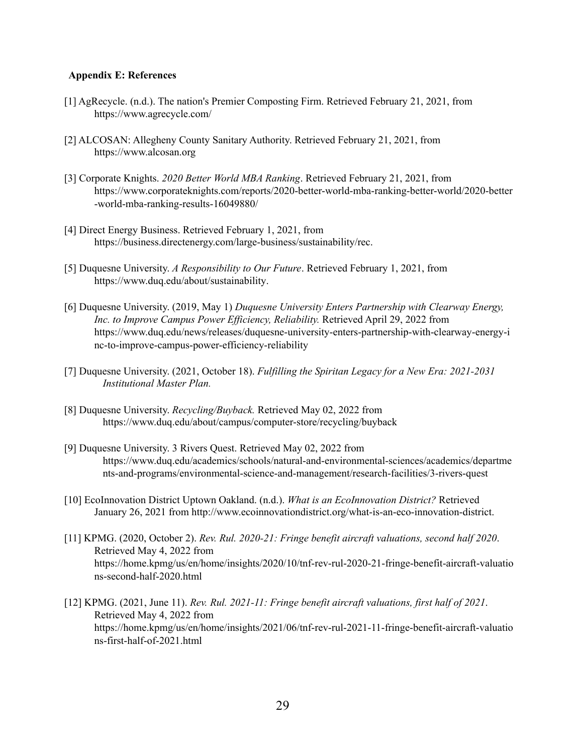**Appendix E: References**

[1] AgRecycle. (n.d.). The nation's Premier Composting Firm. Retrieved February 21, 2021, from https://www.agrecycle.com/

[2] ALCOSAN: Allegheny County Sanitary Authority. Retrieved February 21, 2021, from https://www.alcosan.org

[3] Corporate Knights. *2020 Better World MBA Ranking*. Retrieved February 21, 2021, from https://www.corporateknights.com/reports/2020-better-world-mba-ranking-better-world/2020-better-world-mba-ranking-results-16049880/

[4] Direct Energy Business. Retrieved February 1, 2021, from https://business.directenergy.com/large-business/sustainability/rec.

[5] Duquesne University. *A Responsibility to Our Future*. Retrieved February 1, 2021, from https://www.duq.edu/about/sustainability.

[6] Duquesne University. (2019, May 1) *Duquesne University Enters Partnership with Clearway Energy, Inc. to Improve Campus Power Efficiency, Reliability.* Retrieved April 29, 2022 from https://www.duq.edu/news/releases/duquesne-university-enters-partnership-with-clearway-energy-inc-to-improve-campus-power-efficiency-reliability

[7] Duquesne University. (2021, October 18). *Fulfilling the Spiritan Legacy for a New Era: 2021-2031 Institutional Master Plan.*

[8] Duquesne University. *Recycling/Buyback.* Retrieved May 02, 2022 from https://www.duq.edu/about/campus/computer-store/recycling/buyback

[9] Duquesne University. 3 Rivers Quest. Retrieved May 02, 2022 from https://www.duq.edu/academics/schools/natural-and-environmental-sciences/academics/departments-and-programs/environmental-science-and-management/research-facilities/3-rivers-quest

[10] EcoInnovation District Uptown Oakland. (n.d.). *What is an EcoInnovation District?* Retrieved January 26, 2021 from http://www.ecoinnovationdistrict.org/what-is-an-eco-innovation-district.

[11] KPMG. (2020, October 2). *Rev. Rul. 2020-21: Fringe benefit aircraft valuations, second half 2020*. Retrieved May 4, 2022 from https://home.kpmg/us/en/home/insights/2020/10/tnf-rev-rul-2020-21-fringe-benefit-aircraft-valuations-second-half-2020.html

[12] KPMG. (2021, June 11). *Rev. Rul. 2021-11: Fringe benefit aircraft valuations, first half of 2021*. Retrieved May 4, 2022 from https://home.kpmg/us/en/home/insights/2021/06/tnf-rev-rul-2021-11-fringe-benefit-aircraft-valuations-first-half-of-2021.html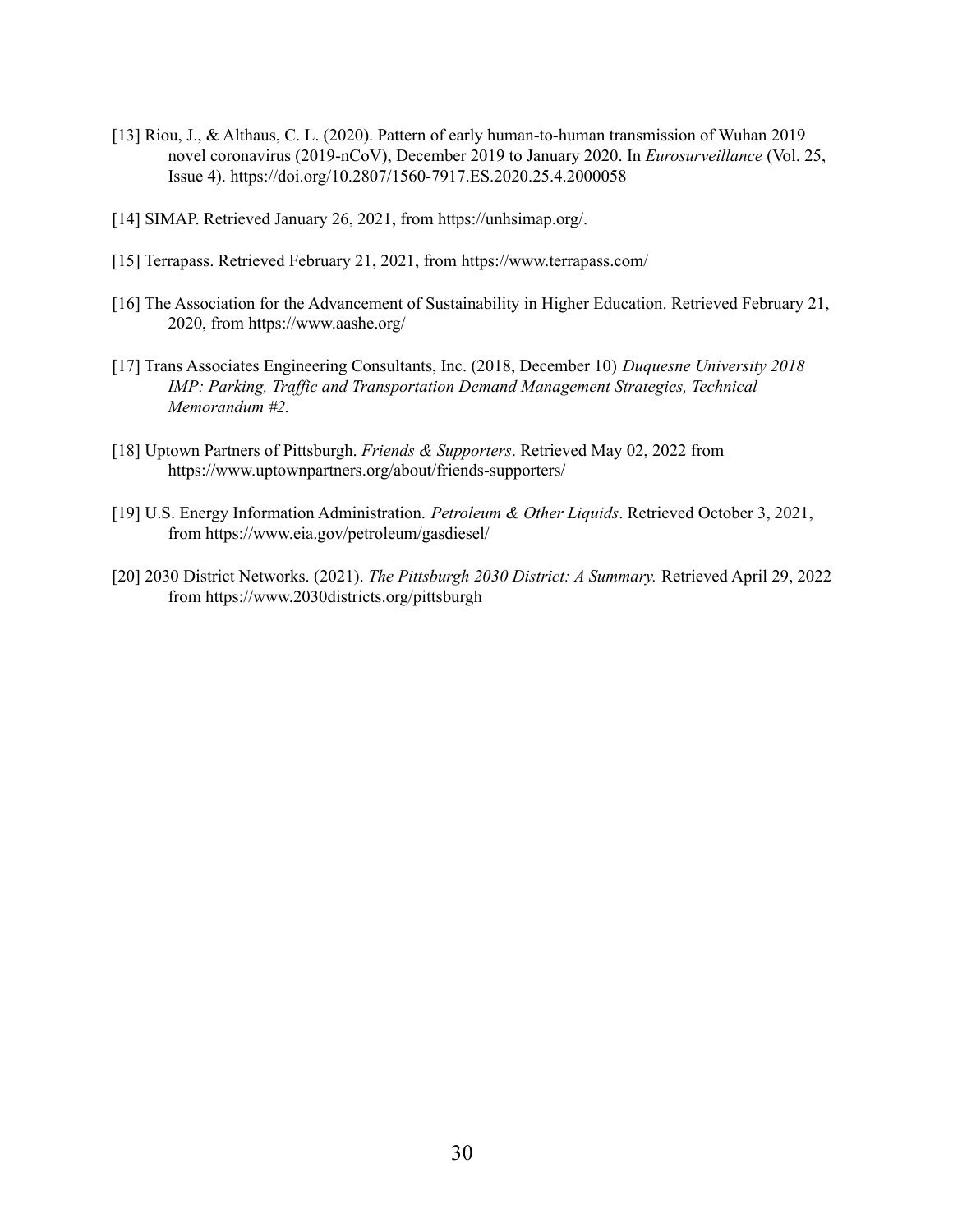[13] Riou, J., & Althaus, C. L. (2020). Pattern of early human-to-human transmission of Wuhan 2019 novel coronavirus (2019-nCoV), December 2019 to January 2020. In *Eurosurveillance* (Vol. 25, Issue 4). https://doi.org/10.2807/1560-7917.ES.2020.25.4.2000058

[14] SIMAP. Retrieved January 26, 2021, from https://unhsimap.org/.

[15] Terrapass. Retrieved February 21, 2021, from https://www.terrapass.com/

[16] The Association for the Advancement of Sustainability in Higher Education. Retrieved February 21, 2020, from https://www.aashe.org/

[17] Trans Associates Engineering Consultants, Inc. (2018, December 10) *Duquesne University 2018 IMP: Parking, Traffic and Transportation Demand Management Strategies, Technical Memorandum #2.*

[18] Uptown Partners of Pittsburgh. *Friends & Supporters*. Retrieved May 02, 2022 from https://www.uptownpartners.org/about/friends-supporters/

[19] U.S. Energy Information Administration. *Petroleum & Other Liquids*. Retrieved October 3, 2021, from https://www.eia.gov/petroleum/gasdiesel/

[20] 2030 District Networks. (2021). *The Pittsburgh 2030 District: A Summary.* Retrieved April 29, 2022 from https://www.2030districts.org/pittsburgh